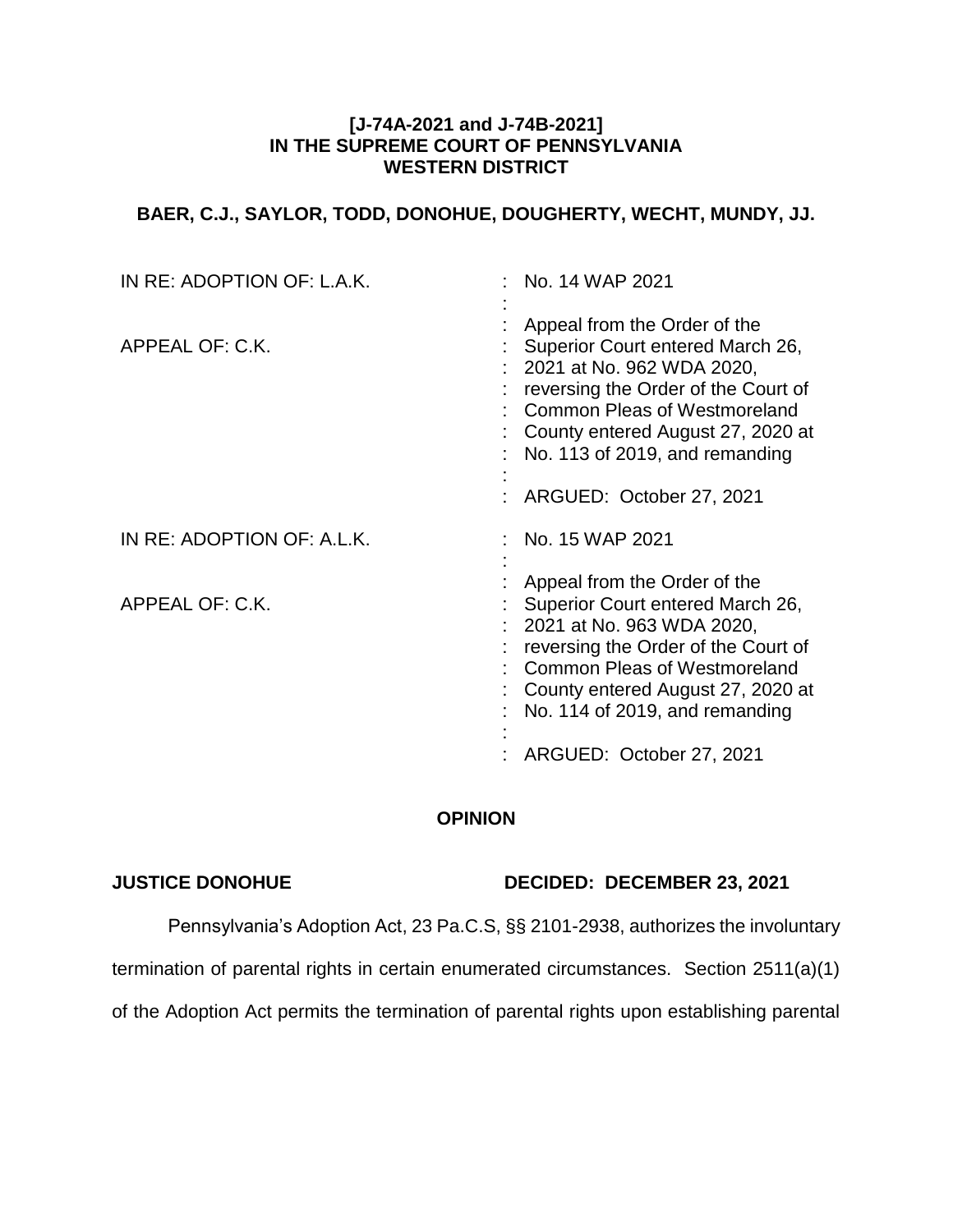**[J-74A-2021 and J-74B-2021]**
**IN THE SUPREME COURT OF PENNSYLVANIA**
**WESTERN DISTRICT**

**BAER, C.J., SAYLOR, TODD, DONOHUE, DOUGHERTY, WECHT, MUNDY, JJ.**

| | | |
|---|---|---|
| IN RE: ADOPTION OF: L.A.K.<br><br>APPEAL OF: C.K. | : | No. 14 WAP 2021<br><br>Appeal from the Order of the Superior Court entered March 26, 2021 at No. 962 WDA 2020, reversing the Order of the Court of Common Pleas of Westmoreland County entered August 27, 2020 at No. 113 of 2019, and remanding<br><br>ARGUED: October 27, 2021 |
| IN RE: ADOPTION OF: A.L.K.<br><br>APPEAL OF: C.K. | : | No. 15 WAP 2021<br><br>Appeal from the Order of the Superior Court entered March 26, 2021 at No. 963 WDA 2020, reversing the Order of the Court of Common Pleas of Westmoreland County entered August 27, 2020 at No. 114 of 2019, and remanding<br><br>ARGUED: October 27, 2021 |

**OPINION**

**JUSTICE DONOHUE** **DECIDED: DECEMBER 23, 2021**

Pennsylvania's Adoption Act, 23 Pa.C.S, §§ 2101-2938, authorizes the involuntary termination of parental rights in certain enumerated circumstances. Section 2511(a)(1) of the Adoption Act permits the termination of parental rights upon establishing parental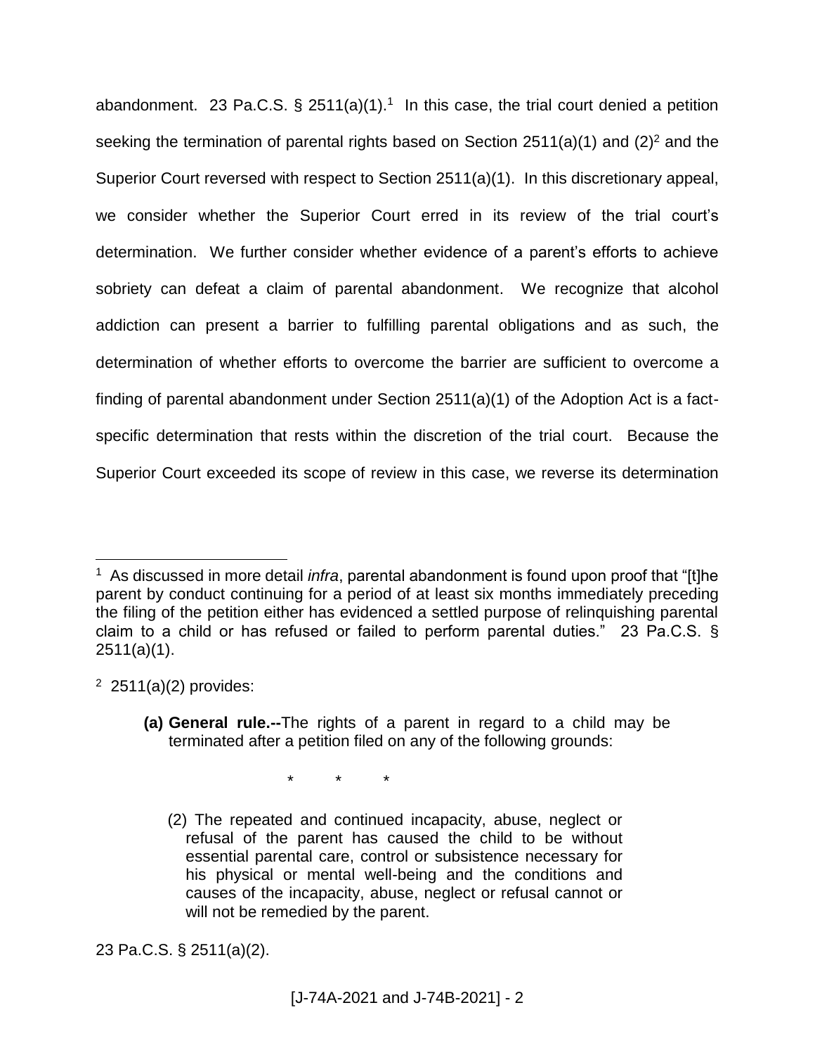abandonment. 23 Pa.C.S. § 2511(a)(1).[1] In this case, the trial court denied a petition seeking the termination of parental rights based on Section 2511(a)(1) and (2)[2] and the Superior Court reversed with respect to Section 2511(a)(1). In this discretionary appeal, we consider whether the Superior Court erred in its review of the trial court's determination. We further consider whether evidence of a parent's efforts to achieve sobriety can defeat a claim of parental abandonment. We recognize that alcohol addiction can present a barrier to fulfilling parental obligations and as such, the determination of whether efforts to overcome the barrier are sufficient to overcome a finding of parental abandonment under Section 2511(a)(1) of the Adoption Act is a fact-specific determination that rests within the discretion of the trial court. Because the Superior Court exceeded its scope of review in this case, we reverse its determination

---

[1] As discussed in more detail *infra*, parental abandonment is found upon proof that "[t]he parent by conduct continuing for a period of at least six months immediately preceding the filing of the petition either has evidenced a settled purpose of relinquishing parental claim to a child or has refused or failed to perform parental duties." 23 Pa.C.S. § 2511(a)(1).

[2] 2511(a)(2) provides:

> **(a) General rule.--**The rights of a parent in regard to a child may be terminated after a petition filed on any of the following grounds:
>
> \* \* \*
>
> (2) The repeated and continued incapacity, abuse, neglect or refusal of the parent has caused the child to be without essential parental care, control or subsistence necessary for his physical or mental well-being and the conditions and causes of the incapacity, abuse, neglect or refusal cannot or will not be remedied by the parent.

23 Pa.C.S. § 2511(a)(2).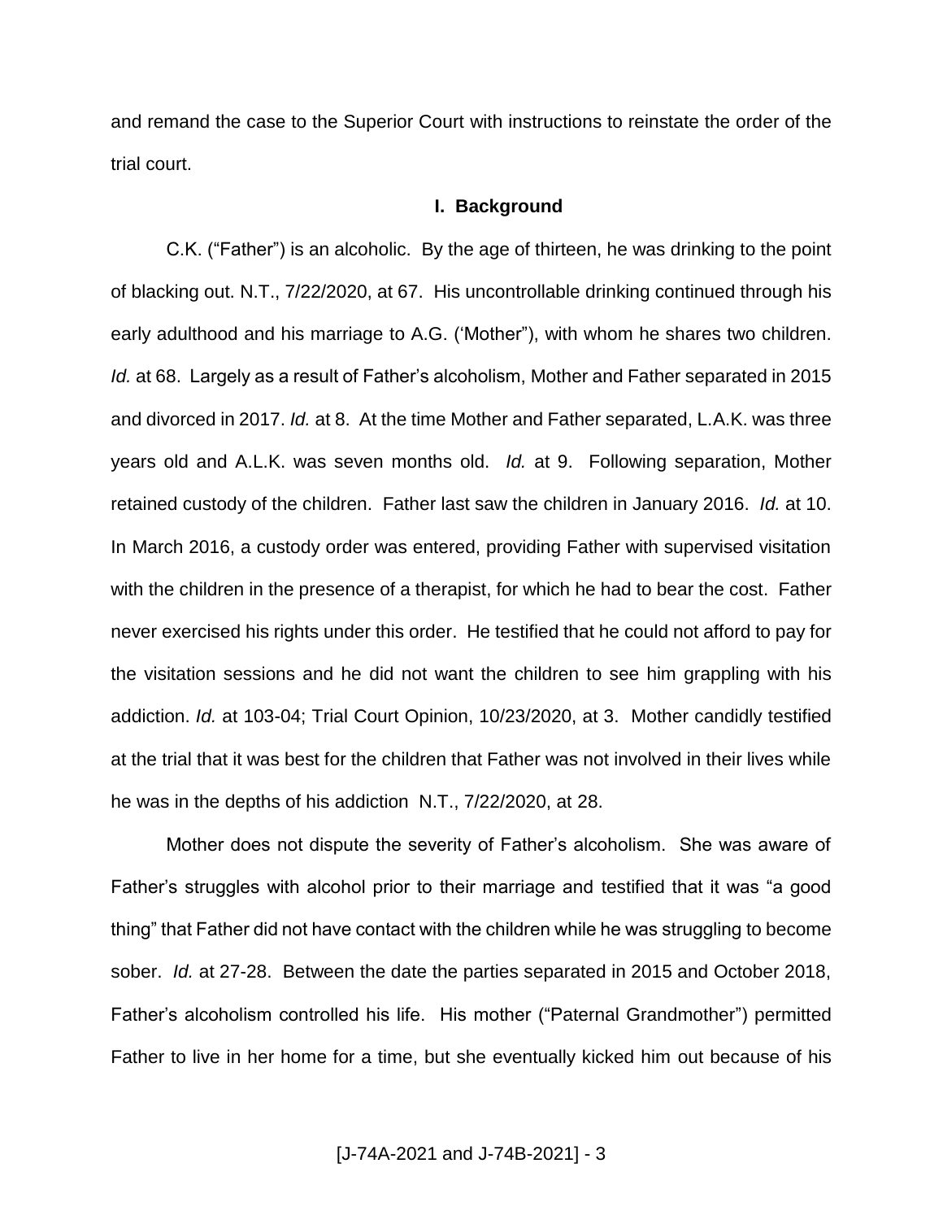and remand the case to the Superior Court with instructions to reinstate the order of the trial court.

## I. Background

C.K. ("Father") is an alcoholic. By the age of thirteen, he was drinking to the point of blacking out. N.T., 7/22/2020, at 67. His uncontrollable drinking continued through his early adulthood and his marriage to A.G. ('Mother"), with whom he shares two children. *Id.* at 68. Largely as a result of Father's alcoholism, Mother and Father separated in 2015 and divorced in 2017. *Id.* at 8. At the time Mother and Father separated, L.A.K. was three years old and A.L.K. was seven months old. *Id.* at 9. Following separation, Mother retained custody of the children. Father last saw the children in January 2016. *Id.* at 10. In March 2016, a custody order was entered, providing Father with supervised visitation with the children in the presence of a therapist, for which he had to bear the cost. Father never exercised his rights under this order. He testified that he could not afford to pay for the visitation sessions and he did not want the children to see him grappling with his addiction. *Id.* at 103-04; Trial Court Opinion, 10/23/2020, at 3. Mother candidly testified at the trial that it was best for the children that Father was not involved in their lives while he was in the depths of his addiction N.T., 7/22/2020, at 28.

Mother does not dispute the severity of Father's alcoholism. She was aware of Father's struggles with alcohol prior to their marriage and testified that it was "a good thing" that Father did not have contact with the children while he was struggling to become sober. *Id.* at 27-28. Between the date the parties separated in 2015 and October 2018, Father's alcoholism controlled his life. His mother ("Paternal Grandmother") permitted Father to live in her home for a time, but she eventually kicked him out because of his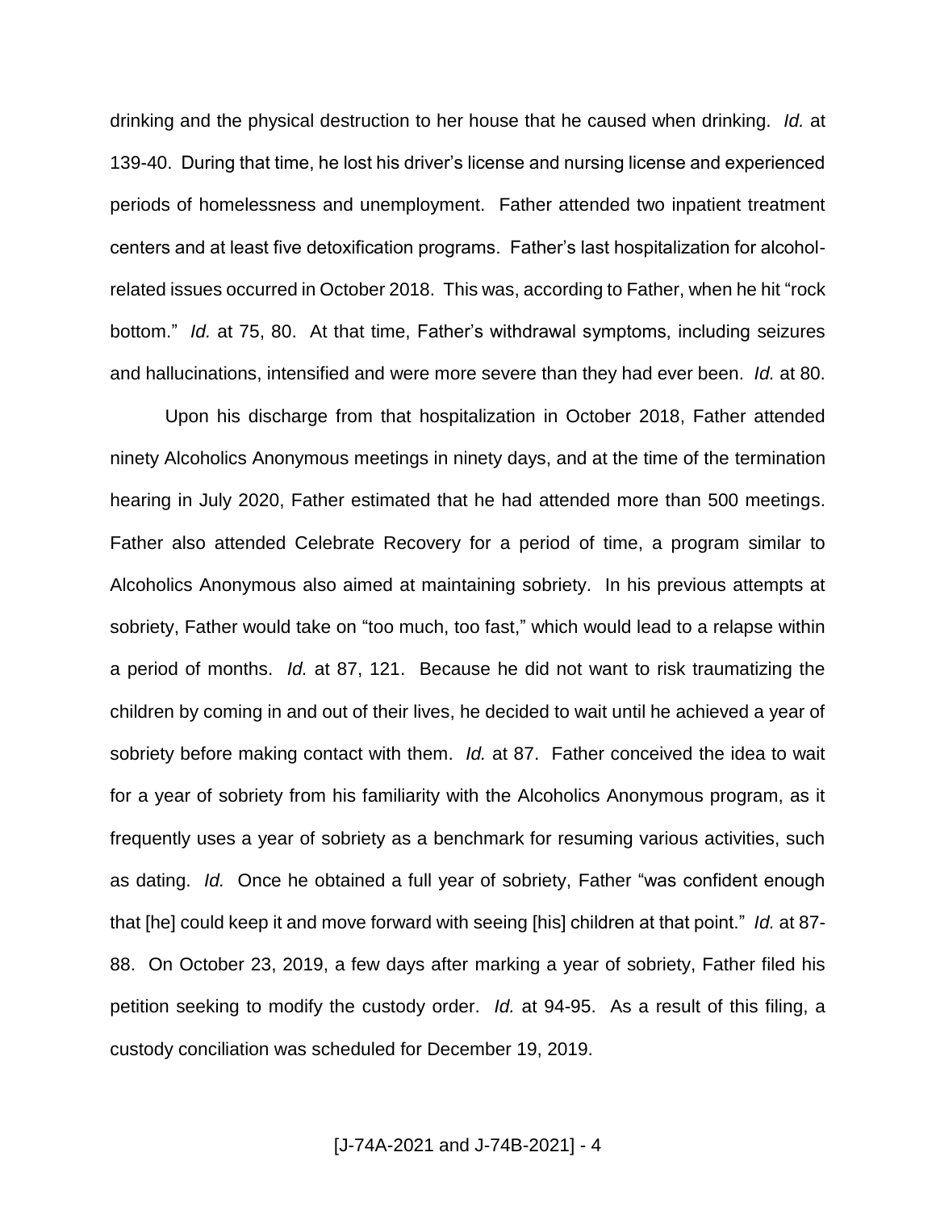drinking and the physical destruction to her house that he caused when drinking. *Id.* at 139-40. During that time, he lost his driver's license and nursing license and experienced periods of homelessness and unemployment. Father attended two inpatient treatment centers and at least five detoxification programs. Father's last hospitalization for alcohol-related issues occurred in October 2018. This was, according to Father, when he hit "rock bottom." *Id.* at 75, 80. At that time, Father's withdrawal symptoms, including seizures and hallucinations, intensified and were more severe than they had ever been. *Id.* at 80.

Upon his discharge from that hospitalization in October 2018, Father attended ninety Alcoholics Anonymous meetings in ninety days, and at the time of the termination hearing in July 2020, Father estimated that he had attended more than 500 meetings. Father also attended Celebrate Recovery for a period of time, a program similar to Alcoholics Anonymous also aimed at maintaining sobriety. In his previous attempts at sobriety, Father would take on "too much, too fast," which would lead to a relapse within a period of months. *Id.* at 87, 121. Because he did not want to risk traumatizing the children by coming in and out of their lives, he decided to wait until he achieved a year of sobriety before making contact with them. *Id.* at 87. Father conceived the idea to wait for a year of sobriety from his familiarity with the Alcoholics Anonymous program, as it frequently uses a year of sobriety as a benchmark for resuming various activities, such as dating. *Id.* Once he obtained a full year of sobriety, Father "was confident enough that [he] could keep it and move forward with seeing [his] children at that point." *Id.* at 87-88. On October 23, 2019, a few days after marking a year of sobriety, Father filed his petition seeking to modify the custody order. *Id.* at 94-95. As a result of this filing, a custody conciliation was scheduled for December 19, 2019.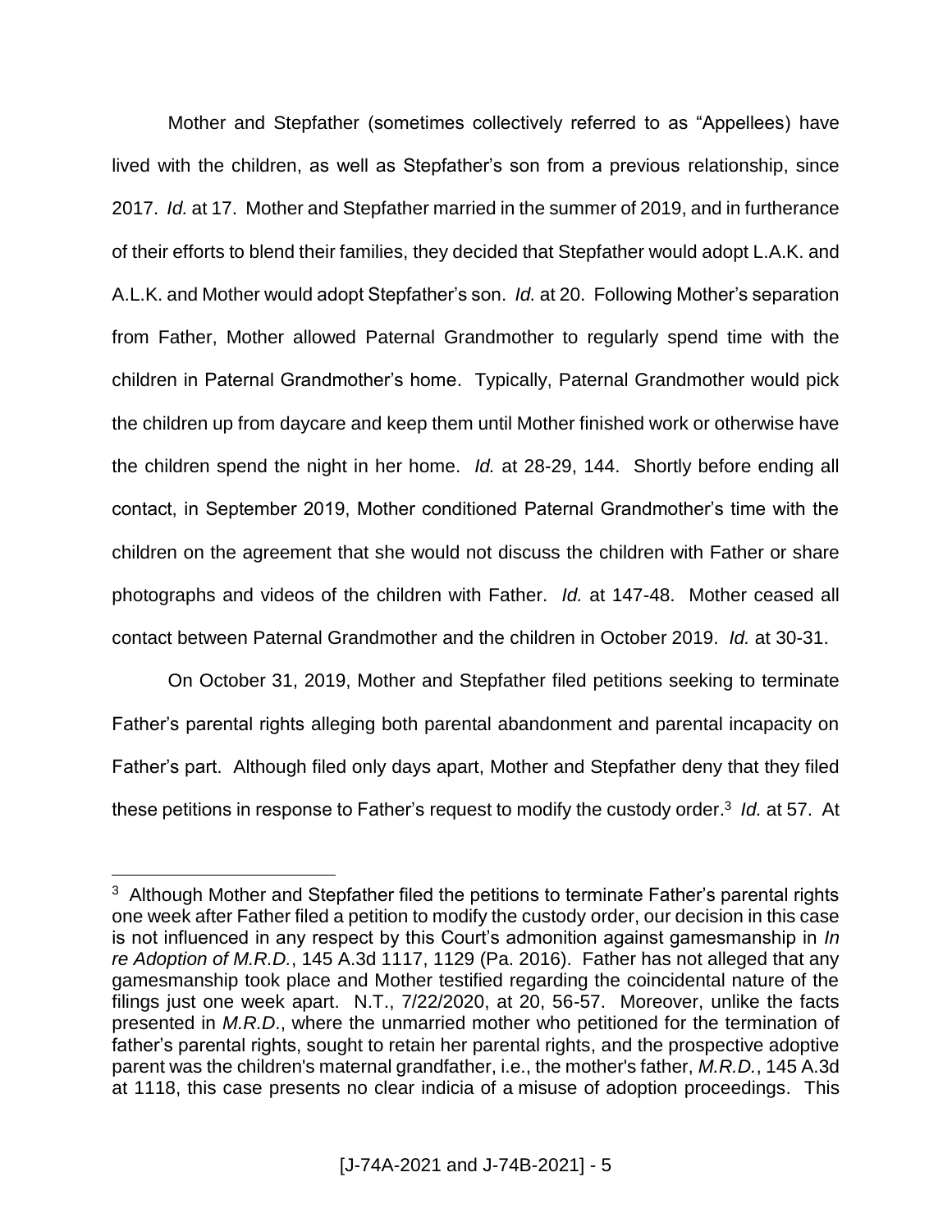Mother and Stepfather (sometimes collectively referred to as "Appellees) have lived with the children, as well as Stepfather's son from a previous relationship, since 2017. *Id.* at 17. Mother and Stepfather married in the summer of 2019, and in furtherance of their efforts to blend their families, they decided that Stepfather would adopt L.A.K. and A.L.K. and Mother would adopt Stepfather's son. *Id.* at 20. Following Mother's separation from Father, Mother allowed Paternal Grandmother to regularly spend time with the children in Paternal Grandmother's home. Typically, Paternal Grandmother would pick the children up from daycare and keep them until Mother finished work or otherwise have the children spend the night in her home. *Id.* at 28-29, 144. Shortly before ending all contact, in September 2019, Mother conditioned Paternal Grandmother's time with the children on the agreement that she would not discuss the children with Father or share photographs and videos of the children with Father. *Id.* at 147-48. Mother ceased all contact between Paternal Grandmother and the children in October 2019. *Id.* at 30-31.

On October 31, 2019, Mother and Stepfather filed petitions seeking to terminate Father's parental rights alleging both parental abandonment and parental incapacity on Father's part. Although filed only days apart, Mother and Stepfather deny that they filed these petitions in response to Father's request to modify the custody order.[3] *Id.* at 57. At

---

[3] Although Mother and Stepfather filed the petitions to terminate Father's parental rights one week after Father filed a petition to modify the custody order, our decision in this case is not influenced in any respect by this Court's admonition against gamesmanship in *In re Adoption of M.R.D.*, 145 A.3d 1117, 1129 (Pa. 2016). Father has not alleged that any gamesmanship took place and Mother testified regarding the coincidental nature of the filings just one week apart. N.T., 7/22/2020, at 20, 56-57. Moreover, unlike the facts presented in *M.R.D.*, where the unmarried mother who petitioned for the termination of father's parental rights, sought to retain her parental rights, and the prospective adoptive parent was the children's maternal grandfather, i.e., the mother's father, *M.R.D.*, 145 A.3d at 1118, this case presents no clear indicia of a misuse of adoption proceedings. This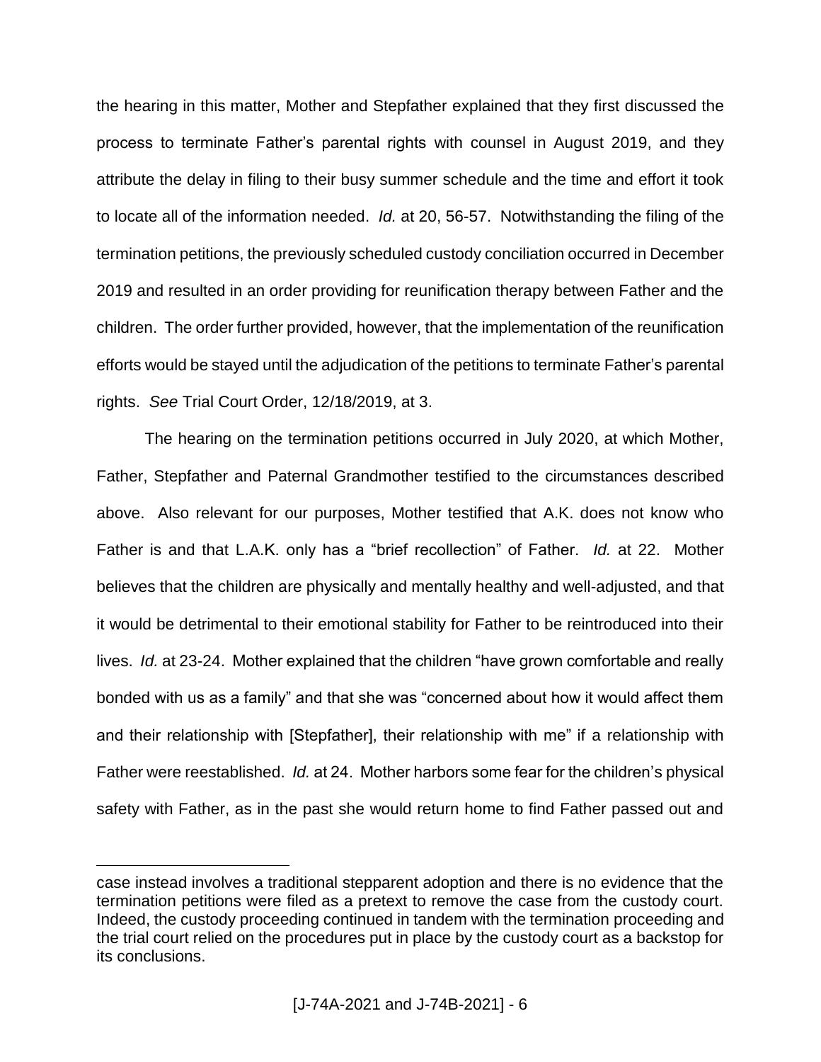the hearing in this matter, Mother and Stepfather explained that they first discussed the process to terminate Father's parental rights with counsel in August 2019, and they attribute the delay in filing to their busy summer schedule and the time and effort it took to locate all of the information needed. *Id.* at 20, 56-57. Notwithstanding the filing of the termination petitions, the previously scheduled custody conciliation occurred in December 2019 and resulted in an order providing for reunification therapy between Father and the children. The order further provided, however, that the implementation of the reunification efforts would be stayed until the adjudication of the petitions to terminate Father's parental rights. *See* Trial Court Order, 12/18/2019, at 3.

The hearing on the termination petitions occurred in July 2020, at which Mother, Father, Stepfather and Paternal Grandmother testified to the circumstances described above. Also relevant for our purposes, Mother testified that A.K. does not know who Father is and that L.A.K. only has a "brief recollection" of Father. *Id.* at 22. Mother believes that the children are physically and mentally healthy and well-adjusted, and that it would be detrimental to their emotional stability for Father to be reintroduced into their lives. *Id.* at 23-24. Mother explained that the children "have grown comfortable and really bonded with us as a family" and that she was "concerned about how it would affect them and their relationship with [Stepfather], their relationship with me" if a relationship with Father were reestablished. *Id.* at 24. Mother harbors some fear for the children's physical safety with Father, as in the past she would return home to find Father passed out and

---

case instead involves a traditional stepparent adoption and there is no evidence that the termination petitions were filed as a pretext to remove the case from the custody court. Indeed, the custody proceeding continued in tandem with the termination proceeding and the trial court relied on the procedures put in place by the custody court as a backstop for its conclusions.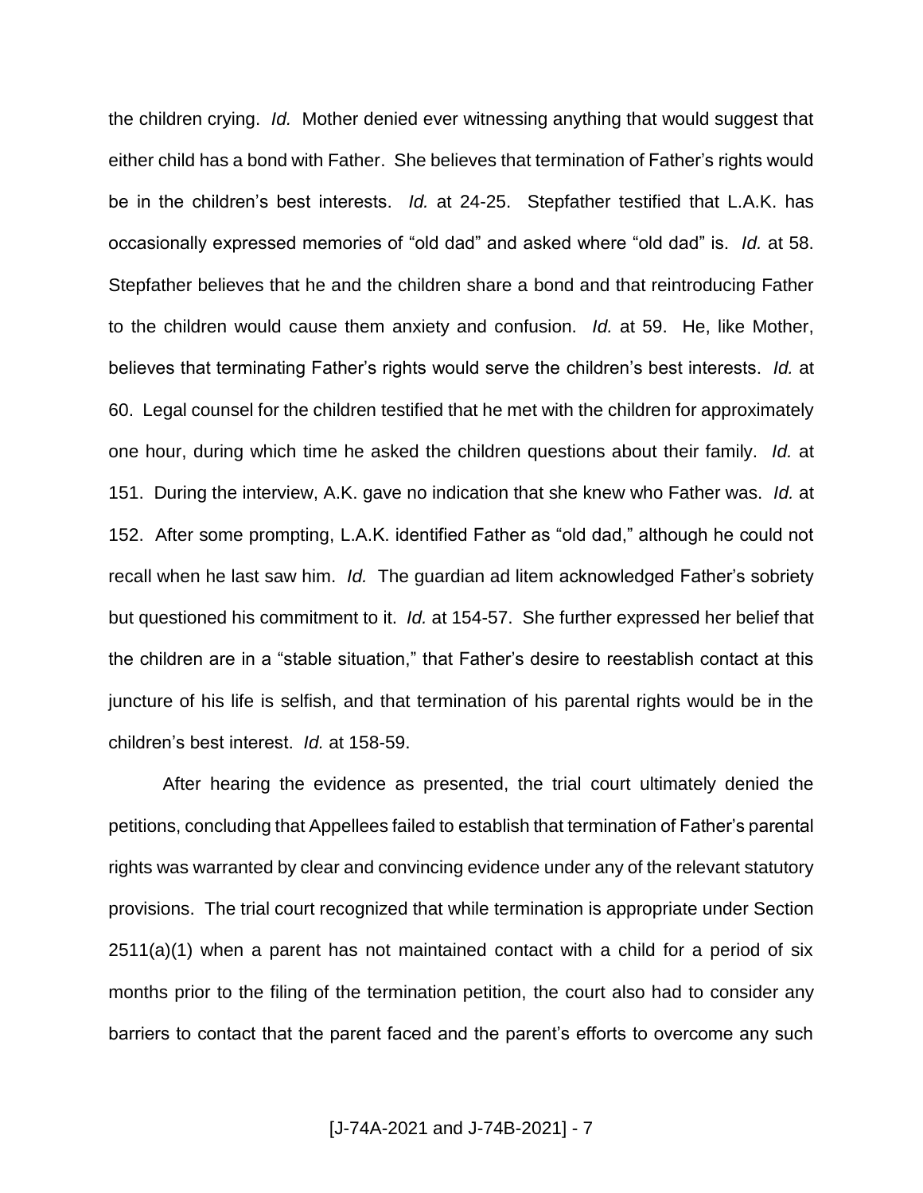the children crying. *Id.* Mother denied ever witnessing anything that would suggest that either child has a bond with Father. She believes that termination of Father's rights would be in the children's best interests. *Id.* at 24-25. Stepfather testified that L.A.K. has occasionally expressed memories of "old dad" and asked where "old dad" is. *Id.* at 58. Stepfather believes that he and the children share a bond and that reintroducing Father to the children would cause them anxiety and confusion. *Id.* at 59. He, like Mother, believes that terminating Father's rights would serve the children's best interests. *Id.* at 60. Legal counsel for the children testified that he met with the children for approximately one hour, during which time he asked the children questions about their family. *Id.* at 151. During the interview, A.K. gave no indication that she knew who Father was. *Id.* at 152. After some prompting, L.A.K. identified Father as "old dad," although he could not recall when he last saw him. *Id.* The guardian ad litem acknowledged Father's sobriety but questioned his commitment to it. *Id.* at 154-57. She further expressed her belief that the children are in a "stable situation," that Father's desire to reestablish contact at this juncture of his life is selfish, and that termination of his parental rights would be in the children's best interest. *Id.* at 158-59.

After hearing the evidence as presented, the trial court ultimately denied the petitions, concluding that Appellees failed to establish that termination of Father's parental rights was warranted by clear and convincing evidence under any of the relevant statutory provisions. The trial court recognized that while termination is appropriate under Section 2511(a)(1) when a parent has not maintained contact with a child for a period of six months prior to the filing of the termination petition, the court also had to consider any barriers to contact that the parent faced and the parent's efforts to overcome any such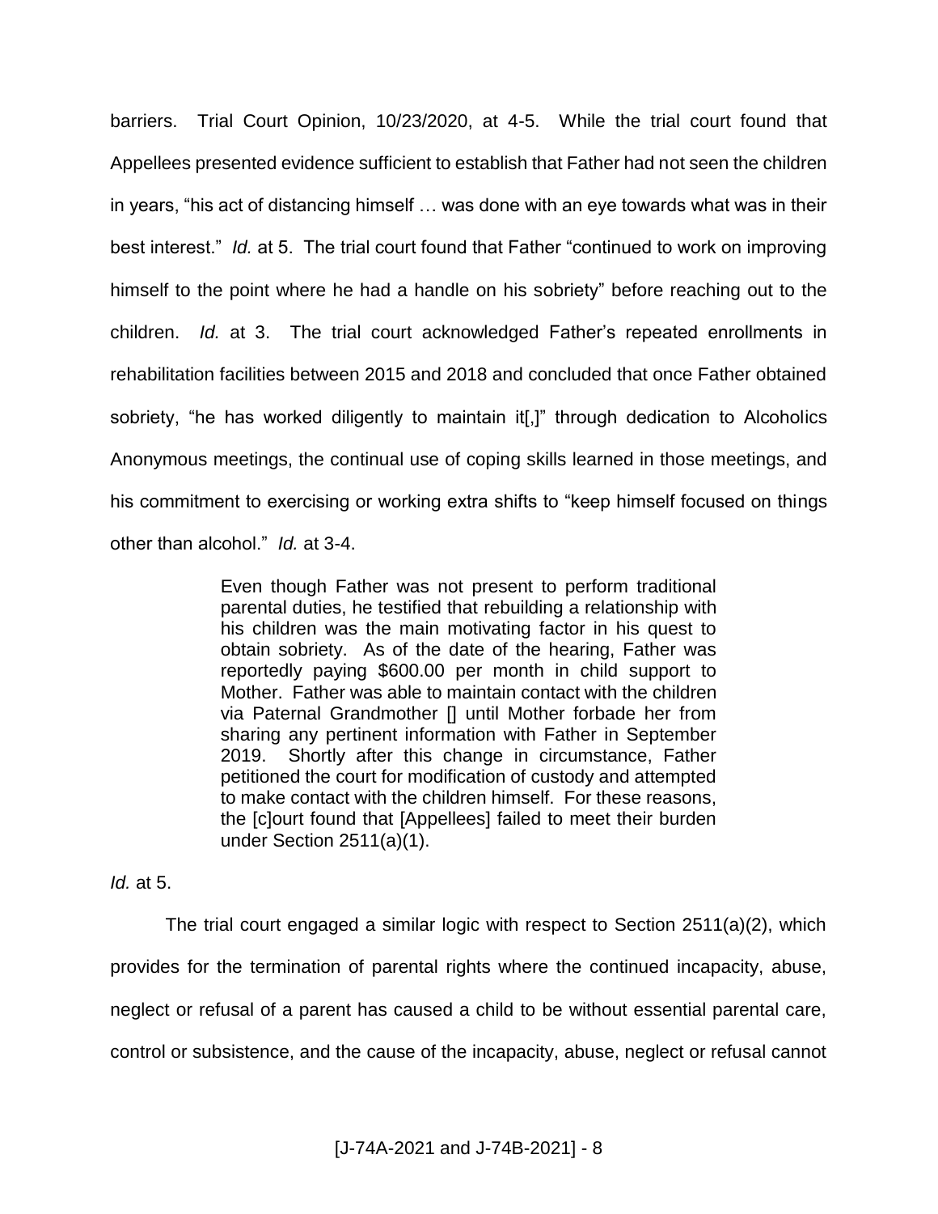barriers. Trial Court Opinion, 10/23/2020, at 4-5. While the trial court found that Appellees presented evidence sufficient to establish that Father had not seen the children in years, "his act of distancing himself … was done with an eye towards what was in their best interest." *Id.* at 5. The trial court found that Father "continued to work on improving himself to the point where he had a handle on his sobriety" before reaching out to the children. *Id.* at 3. The trial court acknowledged Father's repeated enrollments in rehabilitation facilities between 2015 and 2018 and concluded that once Father obtained sobriety, "he has worked diligently to maintain it[,]" through dedication to Alcoholics Anonymous meetings, the continual use of coping skills learned in those meetings, and his commitment to exercising or working extra shifts to "keep himself focused on things other than alcohol." *Id.* at 3-4.

> Even though Father was not present to perform traditional parental duties, he testified that rebuilding a relationship with his children was the main motivating factor in his quest to obtain sobriety. As of the date of the hearing, Father was reportedly paying $600.00 per month in child support to Mother. Father was able to maintain contact with the children via Paternal Grandmother [] until Mother forbade her from sharing any pertinent information with Father in September 2019. Shortly after this change in circumstance, Father petitioned the court for modification of custody and attempted to make contact with the children himself. For these reasons, the [c]ourt found that [Appellees] failed to meet their burden under Section 2511(a)(1).

*Id.* at 5.

The trial court engaged a similar logic with respect to Section 2511(a)(2), which provides for the termination of parental rights where the continued incapacity, abuse, neglect or refusal of a parent has caused a child to be without essential parental care, control or subsistence, and the cause of the incapacity, abuse, neglect or refusal cannot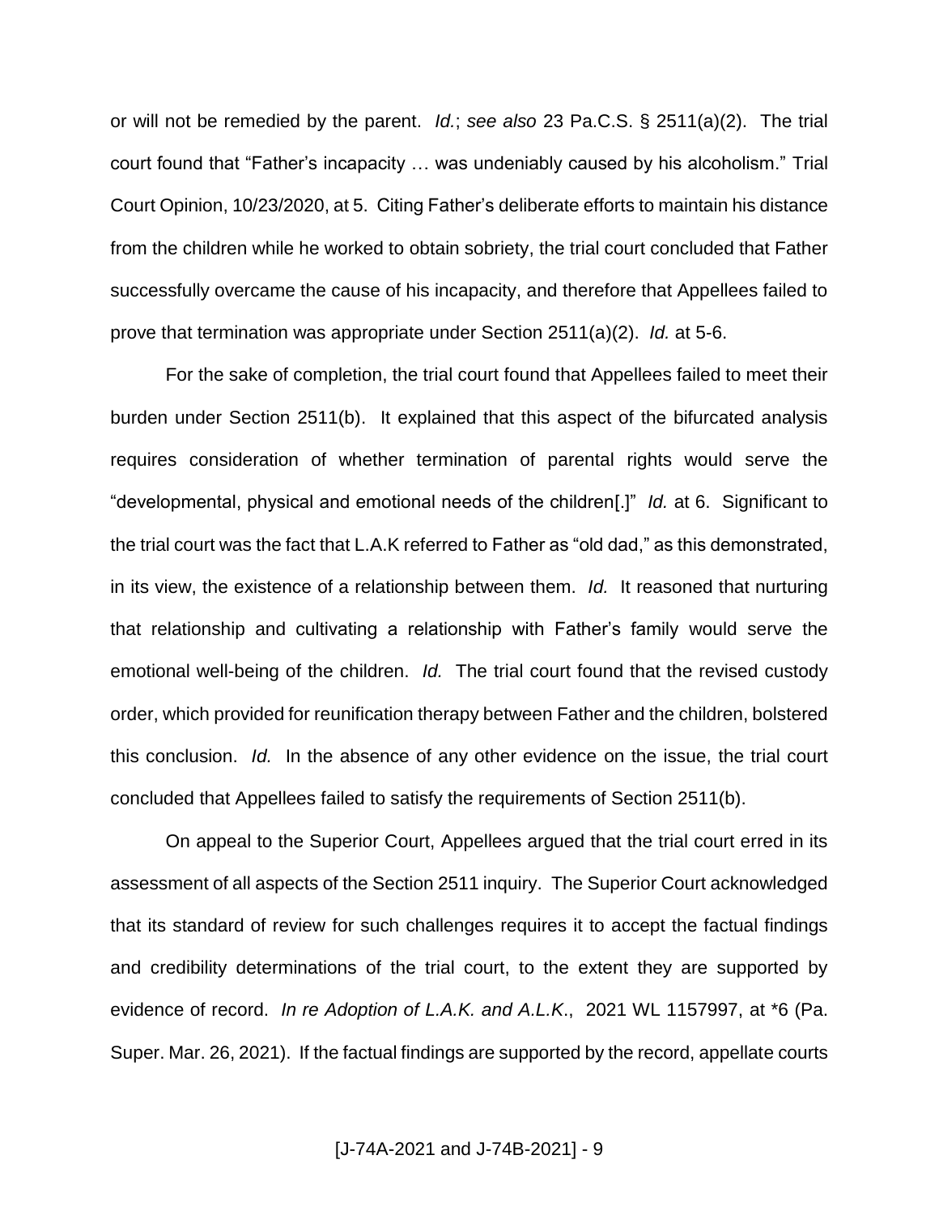or will not be remedied by the parent. *Id.*; *see also* 23 Pa.C.S. § 2511(a)(2). The trial court found that "Father's incapacity … was undeniably caused by his alcoholism." Trial Court Opinion, 10/23/2020, at 5. Citing Father's deliberate efforts to maintain his distance from the children while he worked to obtain sobriety, the trial court concluded that Father successfully overcame the cause of his incapacity, and therefore that Appellees failed to prove that termination was appropriate under Section 2511(a)(2). *Id.* at 5-6.

For the sake of completion, the trial court found that Appellees failed to meet their burden under Section 2511(b). It explained that this aspect of the bifurcated analysis requires consideration of whether termination of parental rights would serve the "developmental, physical and emotional needs of the children[.]" *Id.* at 6. Significant to the trial court was the fact that L.A.K referred to Father as "old dad," as this demonstrated, in its view, the existence of a relationship between them. *Id.* It reasoned that nurturing that relationship and cultivating a relationship with Father's family would serve the emotional well-being of the children. *Id.* The trial court found that the revised custody order, which provided for reunification therapy between Father and the children, bolstered this conclusion. *Id.* In the absence of any other evidence on the issue, the trial court concluded that Appellees failed to satisfy the requirements of Section 2511(b).

On appeal to the Superior Court, Appellees argued that the trial court erred in its assessment of all aspects of the Section 2511 inquiry. The Superior Court acknowledged that its standard of review for such challenges requires it to accept the factual findings and credibility determinations of the trial court, to the extent they are supported by evidence of record. *In re Adoption of L.A.K. and A.L.K*., 2021 WL 1157997, at *6 (Pa. Super. Mar. 26, 2021). If the factual findings are supported by the record, appellate courts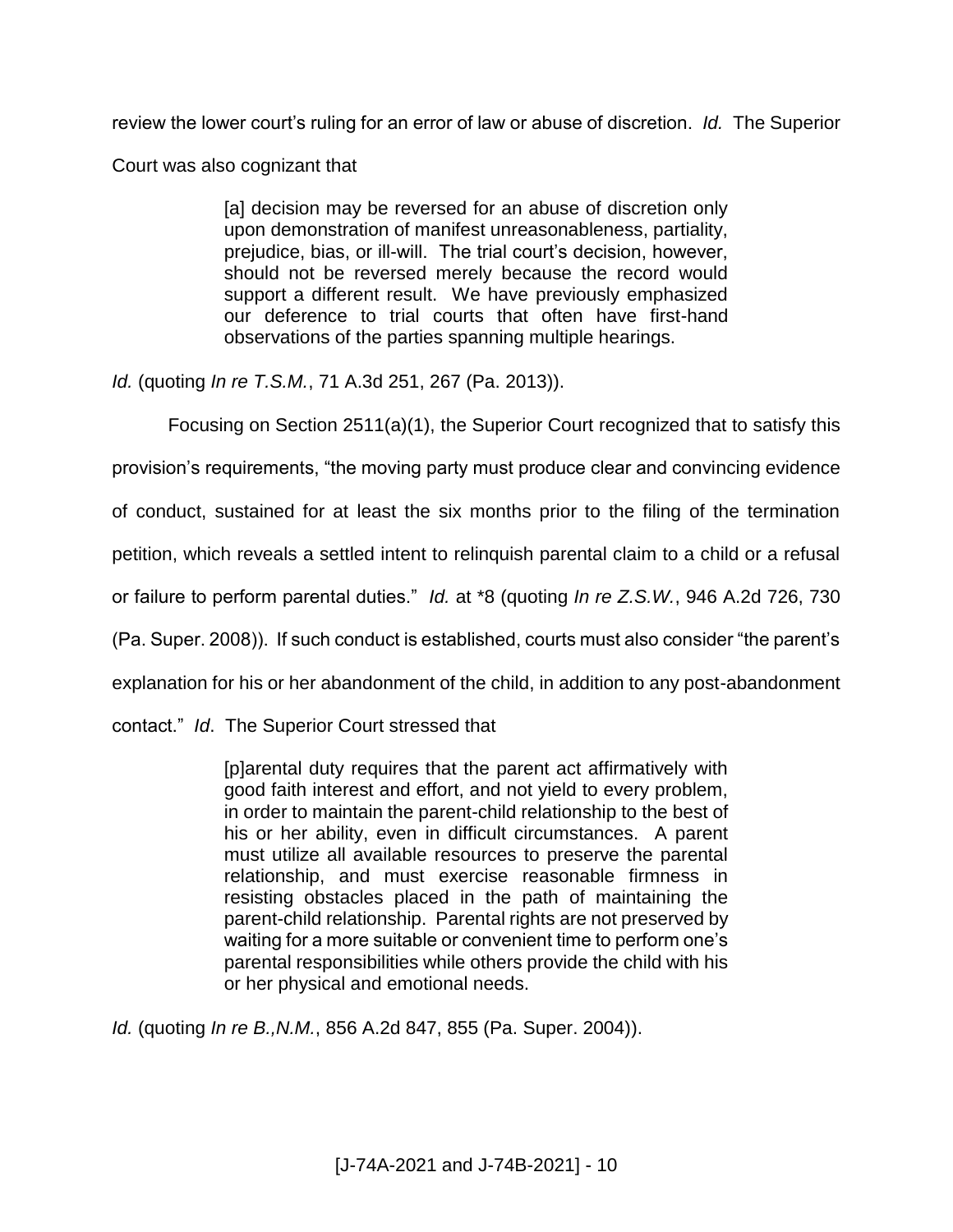review the lower court's ruling for an error of law or abuse of discretion. *Id.* The Superior Court was also cognizant that

> [a] decision may be reversed for an abuse of discretion only upon demonstration of manifest unreasonableness, partiality, prejudice, bias, or ill-will. The trial court's decision, however, should not be reversed merely because the record would support a different result. We have previously emphasized our deference to trial courts that often have first-hand observations of the parties spanning multiple hearings.

*Id.* (quoting *In re T.S.M.*, 71 A.3d 251, 267 (Pa. 2013)).

Focusing on Section 2511(a)(1), the Superior Court recognized that to satisfy this provision's requirements, "the moving party must produce clear and convincing evidence of conduct, sustained for at least the six months prior to the filing of the termination petition, which reveals a settled intent to relinquish parental claim to a child or a refusal or failure to perform parental duties." *Id.* at *8 (quoting *In re Z.S.W.*, 946 A.2d 726, 730 (Pa. Super. 2008)). If such conduct is established, courts must also consider "the parent's explanation for his or her abandonment of the child, in addition to any post-abandonment contact." *Id*. The Superior Court stressed that

> [p]arental duty requires that the parent act affirmatively with good faith interest and effort, and not yield to every problem, in order to maintain the parent-child relationship to the best of his or her ability, even in difficult circumstances. A parent must utilize all available resources to preserve the parental relationship, and must exercise reasonable firmness in resisting obstacles placed in the path of maintaining the parent-child relationship. Parental rights are not preserved by waiting for a more suitable or convenient time to perform one's parental responsibilities while others provide the child with his or her physical and emotional needs.

*Id.* (quoting *In re B.,N.M.*, 856 A.2d 847, 855 (Pa. Super. 2004)).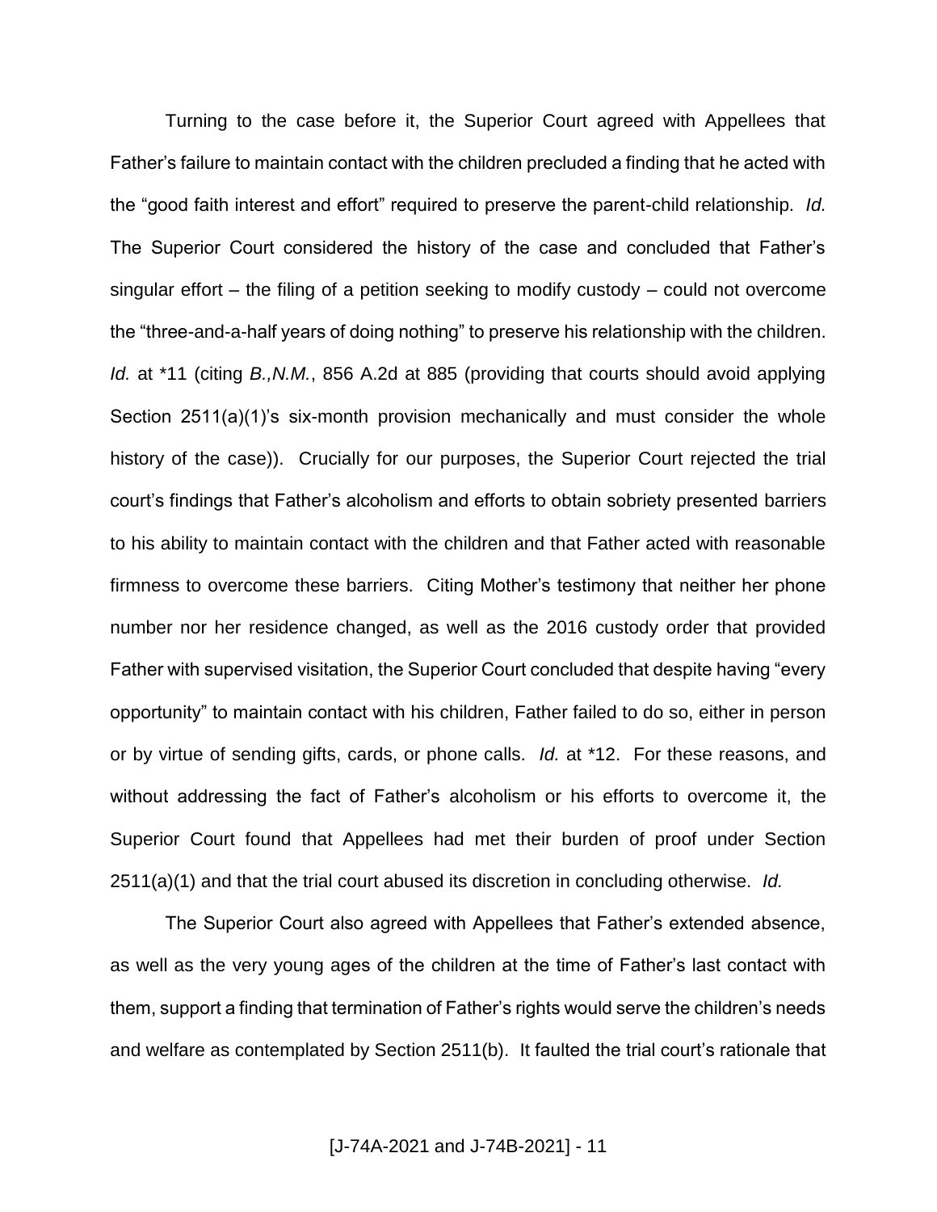Turning to the case before it, the Superior Court agreed with Appellees that Father's failure to maintain contact with the children precluded a finding that he acted with the "good faith interest and effort" required to preserve the parent-child relationship. *Id.* The Superior Court considered the history of the case and concluded that Father's singular effort – the filing of a petition seeking to modify custody – could not overcome the "three-and-a-half years of doing nothing" to preserve his relationship with the children. *Id.* at *11 (citing *B.,N.M.*, 856 A.2d at 885 (providing that courts should avoid applying Section 2511(a)(1)'s six-month provision mechanically and must consider the whole history of the case)). Crucially for our purposes, the Superior Court rejected the trial court's findings that Father's alcoholism and efforts to obtain sobriety presented barriers to his ability to maintain contact with the children and that Father acted with reasonable firmness to overcome these barriers. Citing Mother's testimony that neither her phone number nor her residence changed, as well as the 2016 custody order that provided Father with supervised visitation, the Superior Court concluded that despite having "every opportunity" to maintain contact with his children, Father failed to do so, either in person or by virtue of sending gifts, cards, or phone calls. *Id.* at *12. For these reasons, and without addressing the fact of Father's alcoholism or his efforts to overcome it, the Superior Court found that Appellees had met their burden of proof under Section 2511(a)(1) and that the trial court abused its discretion in concluding otherwise. *Id.*

The Superior Court also agreed with Appellees that Father's extended absence, as well as the very young ages of the children at the time of Father's last contact with them, support a finding that termination of Father's rights would serve the children's needs and welfare as contemplated by Section 2511(b). It faulted the trial court's rationale that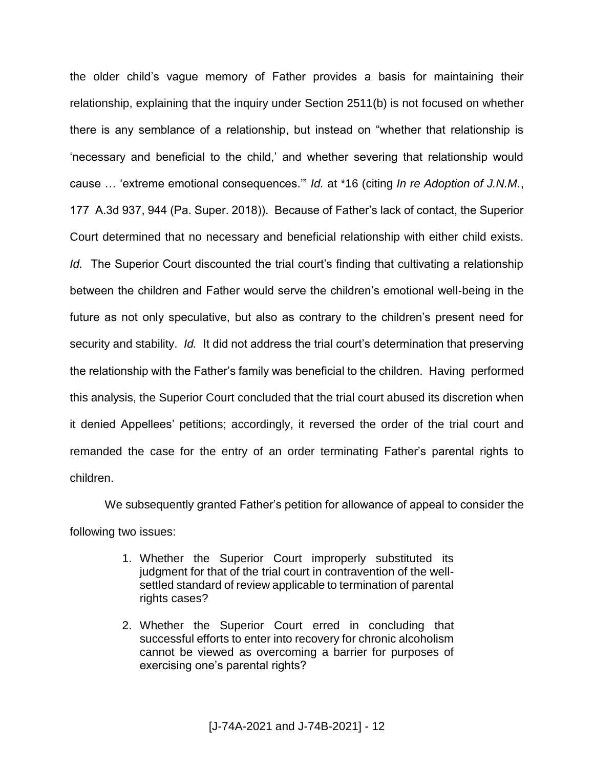the older child's vague memory of Father provides a basis for maintaining their relationship, explaining that the inquiry under Section 2511(b) is not focused on whether there is any semblance of a relationship, but instead on "whether that relationship is 'necessary and beneficial to the child,' and whether severing that relationship would cause … 'extreme emotional consequences.'" *Id.* at *16 (citing *In re Adoption of J.N.M.*, 177 A.3d 937, 944 (Pa. Super. 2018)). Because of Father's lack of contact, the Superior Court determined that no necessary and beneficial relationship with either child exists. *Id.* The Superior Court discounted the trial court's finding that cultivating a relationship between the children and Father would serve the children's emotional well-being in the future as not only speculative, but also as contrary to the children's present need for security and stability. *Id.* It did not address the trial court's determination that preserving the relationship with the Father's family was beneficial to the children. Having performed this analysis, the Superior Court concluded that the trial court abused its discretion when it denied Appellees' petitions; accordingly, it reversed the order of the trial court and remanded the case for the entry of an order terminating Father's parental rights to children.

We subsequently granted Father's petition for allowance of appeal to consider the following two issues:

> 1. Whether the Superior Court improperly substituted its judgment for that of the trial court in contravention of the well-settled standard of review applicable to termination of parental rights cases?
>
> 2. Whether the Superior Court erred in concluding that successful efforts to enter into recovery for chronic alcoholism cannot be viewed as overcoming a barrier for purposes of exercising one's parental rights?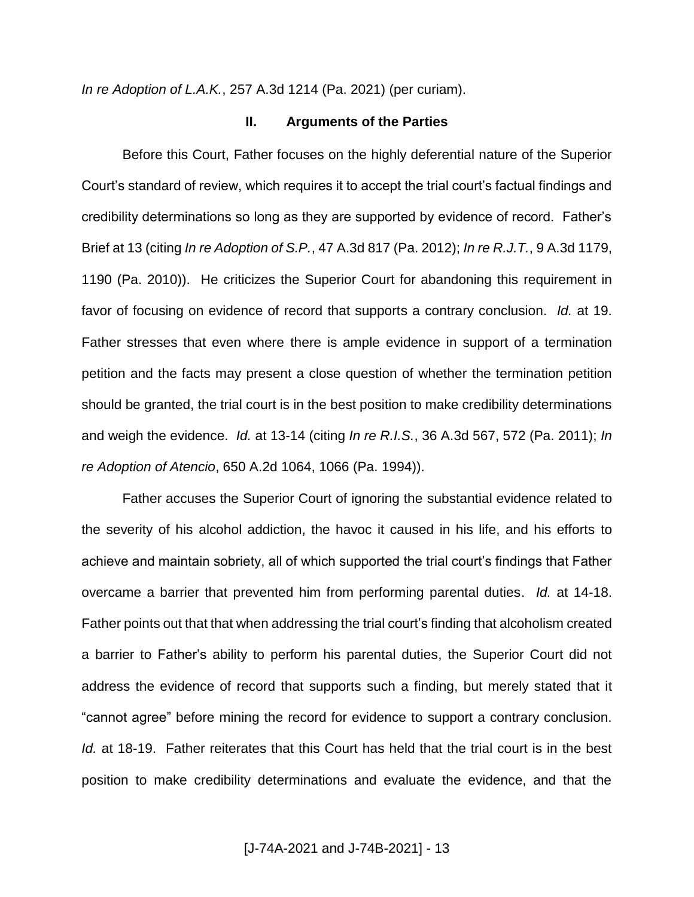*In re Adoption of L.A.K.*, 257 A.3d 1214 (Pa. 2021) (per curiam).

## II. Arguments of the Parties

Before this Court, Father focuses on the highly deferential nature of the Superior Court's standard of review, which requires it to accept the trial court's factual findings and credibility determinations so long as they are supported by evidence of record. Father's Brief at 13 (citing *In re Adoption of S.P.*, 47 A.3d 817 (Pa. 2012); *In re R.J.T.*, 9 A.3d 1179, 1190 (Pa. 2010)). He criticizes the Superior Court for abandoning this requirement in favor of focusing on evidence of record that supports a contrary conclusion. *Id.* at 19. Father stresses that even where there is ample evidence in support of a termination petition and the facts may present a close question of whether the termination petition should be granted, the trial court is in the best position to make credibility determinations and weigh the evidence. *Id.* at 13-14 (citing *In re R.I.S.*, 36 A.3d 567, 572 (Pa. 2011); *In re Adoption of Atencio*, 650 A.2d 1064, 1066 (Pa. 1994)).

Father accuses the Superior Court of ignoring the substantial evidence related to the severity of his alcohol addiction, the havoc it caused in his life, and his efforts to achieve and maintain sobriety, all of which supported the trial court's findings that Father overcame a barrier that prevented him from performing parental duties. *Id.* at 14-18. Father points out that that when addressing the trial court's finding that alcoholism created a barrier to Father's ability to perform his parental duties, the Superior Court did not address the evidence of record that supports such a finding, but merely stated that it "cannot agree" before mining the record for evidence to support a contrary conclusion. *Id.* at 18-19. Father reiterates that this Court has held that the trial court is in the best position to make credibility determinations and evaluate the evidence, and that the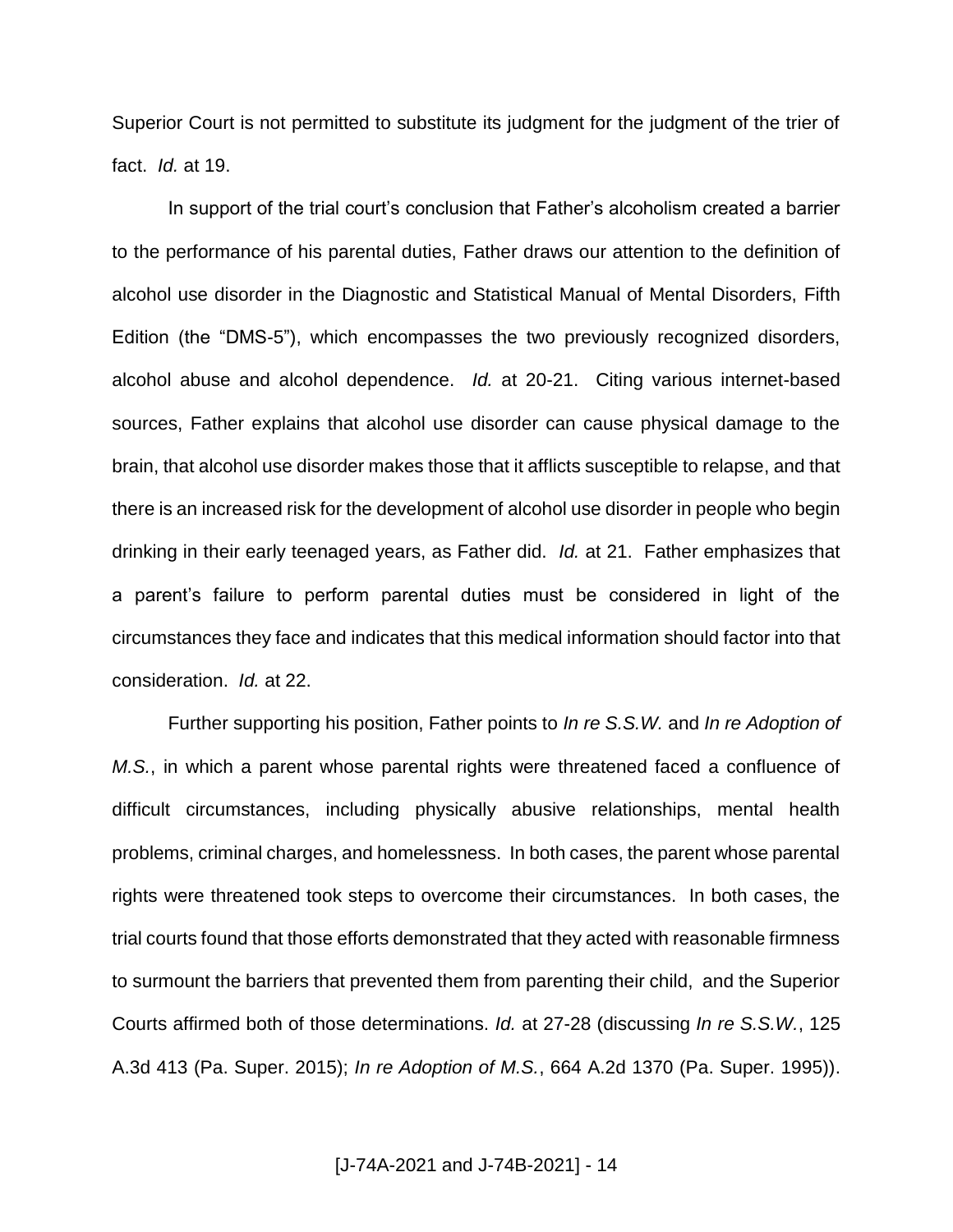Superior Court is not permitted to substitute its judgment for the judgment of the trier of fact. *Id.* at 19.

In support of the trial court's conclusion that Father's alcoholism created a barrier to the performance of his parental duties, Father draws our attention to the definition of alcohol use disorder in the Diagnostic and Statistical Manual of Mental Disorders, Fifth Edition (the "DMS-5"), which encompasses the two previously recognized disorders, alcohol abuse and alcohol dependence. *Id.* at 20-21. Citing various internet-based sources, Father explains that alcohol use disorder can cause physical damage to the brain, that alcohol use disorder makes those that it afflicts susceptible to relapse, and that there is an increased risk for the development of alcohol use disorder in people who begin drinking in their early teenaged years, as Father did. *Id.* at 21. Father emphasizes that a parent's failure to perform parental duties must be considered in light of the circumstances they face and indicates that this medical information should factor into that consideration. *Id.* at 22.

Further supporting his position, Father points to *In re S.S.W.* and *In re Adoption of M.S.*, in which a parent whose parental rights were threatened faced a confluence of difficult circumstances, including physically abusive relationships, mental health problems, criminal charges, and homelessness. In both cases, the parent whose parental rights were threatened took steps to overcome their circumstances. In both cases, the trial courts found that those efforts demonstrated that they acted with reasonable firmness to surmount the barriers that prevented them from parenting their child, and the Superior Courts affirmed both of those determinations. *Id.* at 27-28 (discussing *In re S.S.W.*, 125 A.3d 413 (Pa. Super. 2015); *In re Adoption of M.S.*, 664 A.2d 1370 (Pa. Super. 1995)).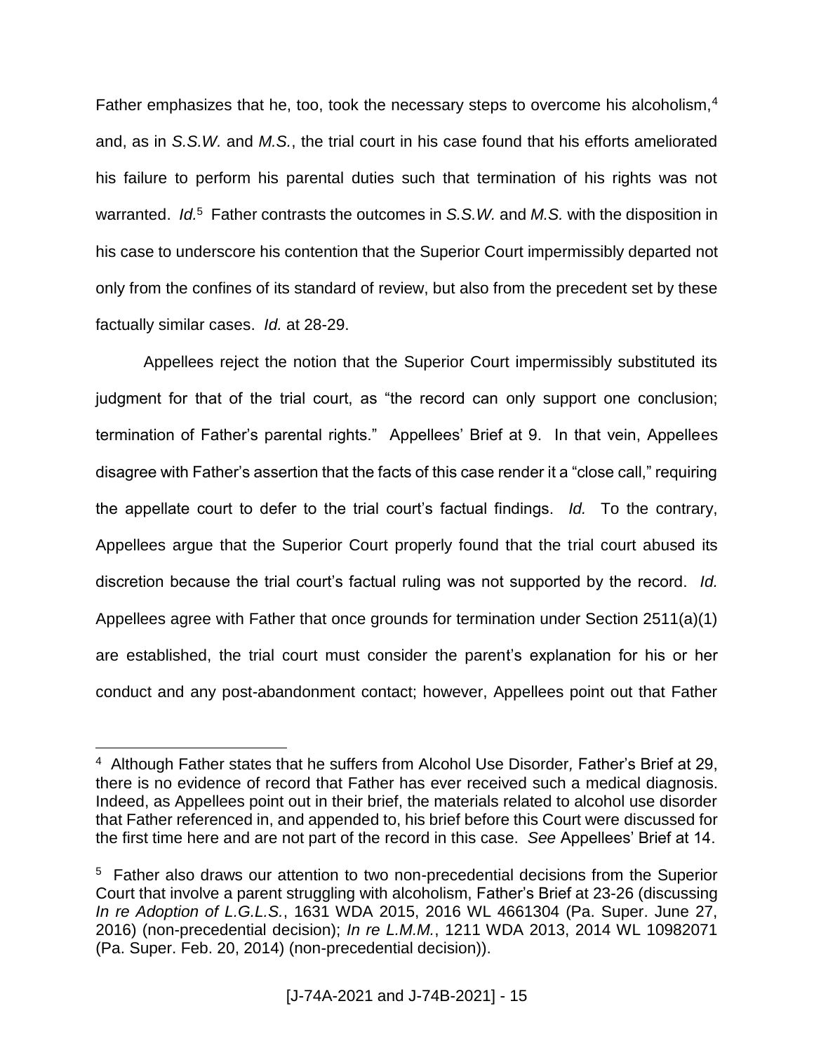Father emphasizes that he, too, took the necessary steps to overcome his alcoholism,[4] and, as in *S.S.W.* and *M.S.*, the trial court in his case found that his efforts ameliorated his failure to perform his parental duties such that termination of his rights was not warranted. *Id.*[5] Father contrasts the outcomes in *S.S.W.* and *M.S.* with the disposition in his case to underscore his contention that the Superior Court impermissibly departed not only from the confines of its standard of review, but also from the precedent set by these factually similar cases. *Id.* at 28-29.

Appellees reject the notion that the Superior Court impermissibly substituted its judgment for that of the trial court, as "the record can only support one conclusion; termination of Father's parental rights." Appellees' Brief at 9. In that vein, Appellees disagree with Father's assertion that the facts of this case render it a "close call," requiring the appellate court to defer to the trial court's factual findings. *Id.* To the contrary, Appellees argue that the Superior Court properly found that the trial court abused its discretion because the trial court's factual ruling was not supported by the record. *Id.* Appellees agree with Father that once grounds for termination under Section 2511(a)(1) are established, the trial court must consider the parent's explanation for his or her conduct and any post-abandonment contact; however, Appellees point out that Father

---

[4] Although Father states that he suffers from Alcohol Use Disorder*,* Father's Brief at 29, there is no evidence of record that Father has ever received such a medical diagnosis. Indeed, as Appellees point out in their brief, the materials related to alcohol use disorder that Father referenced in, and appended to, his brief before this Court were discussed for the first time here and are not part of the record in this case. *See* Appellees' Brief at 14.

[5] Father also draws our attention to two non-precedential decisions from the Superior Court that involve a parent struggling with alcoholism, Father's Brief at 23-26 (discussing *In re Adoption of L.G.L.S.*, 1631 WDA 2015, 2016 WL 4661304 (Pa. Super. June 27, 2016) (non-precedential decision); *In re L.M.M.*, 1211 WDA 2013, 2014 WL 10982071 (Pa. Super. Feb. 20, 2014) (non-precedential decision)).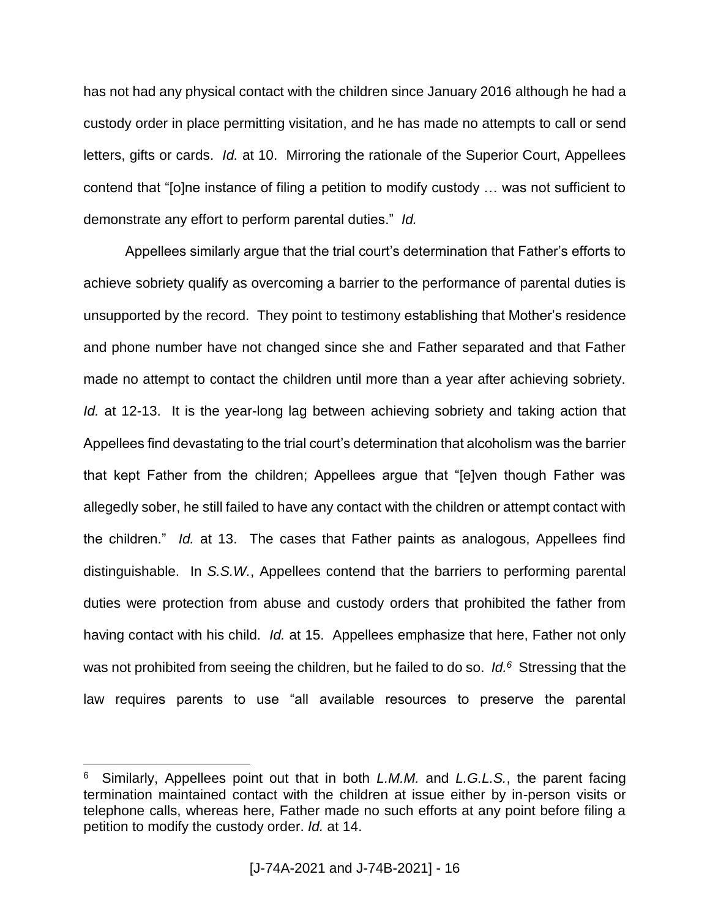has not had any physical contact with the children since January 2016 although he had a custody order in place permitting visitation, and he has made no attempts to call or send letters, gifts or cards. *Id.* at 10. Mirroring the rationale of the Superior Court, Appellees contend that "[o]ne instance of filing a petition to modify custody … was not sufficient to demonstrate any effort to perform parental duties." *Id.*

Appellees similarly argue that the trial court's determination that Father's efforts to achieve sobriety qualify as overcoming a barrier to the performance of parental duties is unsupported by the record. They point to testimony establishing that Mother's residence and phone number have not changed since she and Father separated and that Father made no attempt to contact the children until more than a year after achieving sobriety. *Id.* at 12-13. It is the year-long lag between achieving sobriety and taking action that Appellees find devastating to the trial court's determination that alcoholism was the barrier that kept Father from the children; Appellees argue that "[e]ven though Father was allegedly sober, he still failed to have any contact with the children or attempt contact with the children." *Id.* at 13. The cases that Father paints as analogous, Appellees find distinguishable. In *S.S.W.*, Appellees contend that the barriers to performing parental duties were protection from abuse and custody orders that prohibited the father from having contact with his child. *Id.* at 15. Appellees emphasize that here, Father not only was not prohibited from seeing the children, but he failed to do so. *Id.*[6] Stressing that the law requires parents to use "all available resources to preserve the parental

---

[6] Similarly, Appellees point out that in both *L.M.M.* and *L.G.L.S.*, the parent facing termination maintained contact with the children at issue either by in-person visits or telephone calls, whereas here, Father made no such efforts at any point before filing a petition to modify the custody order. *Id.* at 14.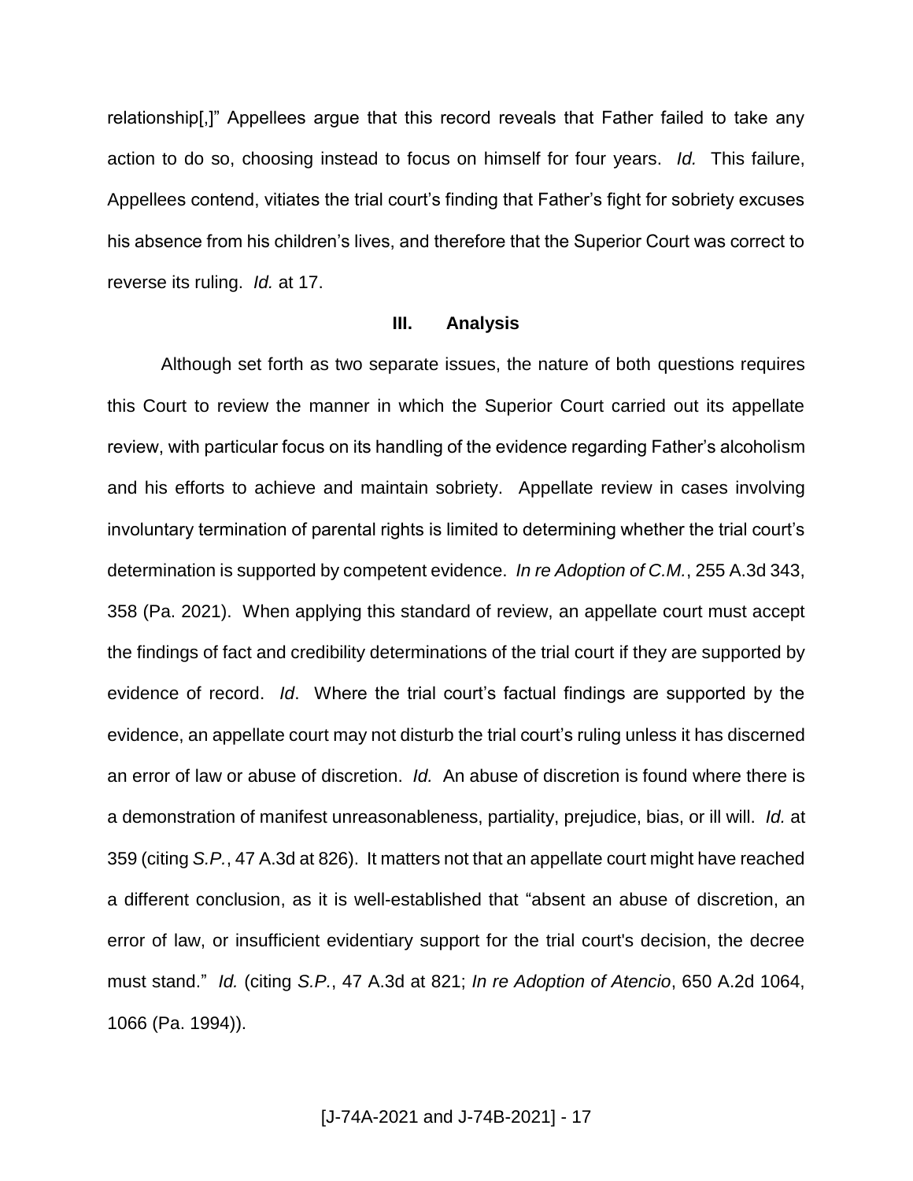relationship[,]" Appellees argue that this record reveals that Father failed to take any action to do so, choosing instead to focus on himself for four years. *Id.* This failure, Appellees contend, vitiates the trial court's finding that Father's fight for sobriety excuses his absence from his children's lives, and therefore that the Superior Court was correct to reverse its ruling. *Id.* at 17.

### III. Analysis

Although set forth as two separate issues, the nature of both questions requires this Court to review the manner in which the Superior Court carried out its appellate review, with particular focus on its handling of the evidence regarding Father's alcoholism and his efforts to achieve and maintain sobriety. Appellate review in cases involving involuntary termination of parental rights is limited to determining whether the trial court's determination is supported by competent evidence. *In re Adoption of C.M.*, 255 A.3d 343, 358 (Pa. 2021). When applying this standard of review, an appellate court must accept the findings of fact and credibility determinations of the trial court if they are supported by evidence of record. *Id*. Where the trial court's factual findings are supported by the evidence, an appellate court may not disturb the trial court's ruling unless it has discerned an error of law or abuse of discretion. *Id.* An abuse of discretion is found where there is a demonstration of manifest unreasonableness, partiality, prejudice, bias, or ill will. *Id.* at 359 (citing *S.P.*, 47 A.3d at 826). It matters not that an appellate court might have reached a different conclusion, as it is well-established that "absent an abuse of discretion, an error of law, or insufficient evidentiary support for the trial court's decision, the decree must stand." *Id.* (citing *S.P.*, 47 A.3d at 821; *In re Adoption of Atencio*, 650 A.2d 1064, 1066 (Pa. 1994)).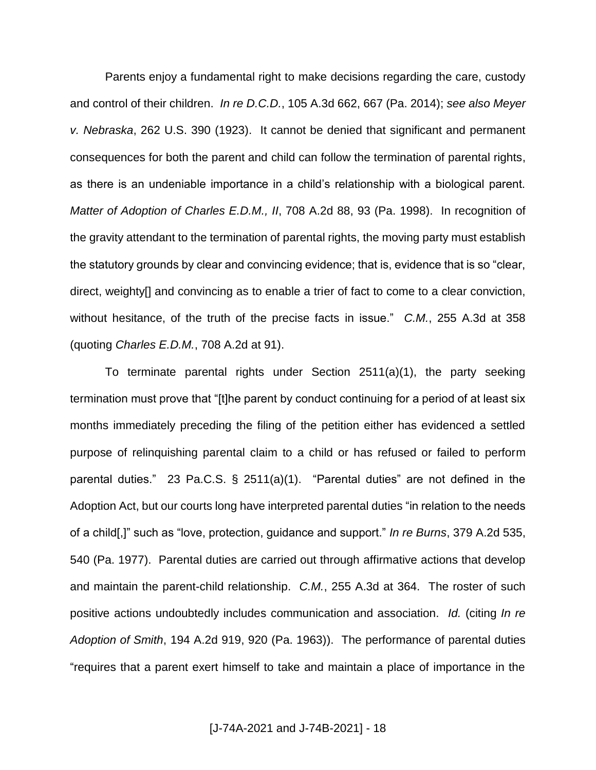Parents enjoy a fundamental right to make decisions regarding the care, custody and control of their children. *In re D.C.D.*, 105 A.3d 662, 667 (Pa. 2014); *see also Meyer v. Nebraska*, 262 U.S. 390 (1923). It cannot be denied that significant and permanent consequences for both the parent and child can follow the termination of parental rights, as there is an undeniable importance in a child's relationship with a biological parent. *Matter of Adoption of Charles E.D.M., II*, 708 A.2d 88, 93 (Pa. 1998). In recognition of the gravity attendant to the termination of parental rights, the moving party must establish the statutory grounds by clear and convincing evidence; that is, evidence that is so "clear, direct, weighty[] and convincing as to enable a trier of fact to come to a clear conviction, without hesitance, of the truth of the precise facts in issue." *C.M.*, 255 A.3d at 358 (quoting *Charles E.D.M.*, 708 A.2d at 91).

To terminate parental rights under Section 2511(a)(1), the party seeking termination must prove that "[t]he parent by conduct continuing for a period of at least six months immediately preceding the filing of the petition either has evidenced a settled purpose of relinquishing parental claim to a child or has refused or failed to perform parental duties." 23 Pa.C.S. § 2511(a)(1). "Parental duties" are not defined in the Adoption Act, but our courts long have interpreted parental duties "in relation to the needs of a child[,]" such as "love, protection, guidance and support." *In re Burns*, 379 A.2d 535, 540 (Pa. 1977). Parental duties are carried out through affirmative actions that develop and maintain the parent-child relationship. *C.M.*, 255 A.3d at 364. The roster of such positive actions undoubtedly includes communication and association. *Id.* (citing *In re Adoption of Smith*, 194 A.2d 919, 920 (Pa. 1963)). The performance of parental duties "requires that a parent exert himself to take and maintain a place of importance in the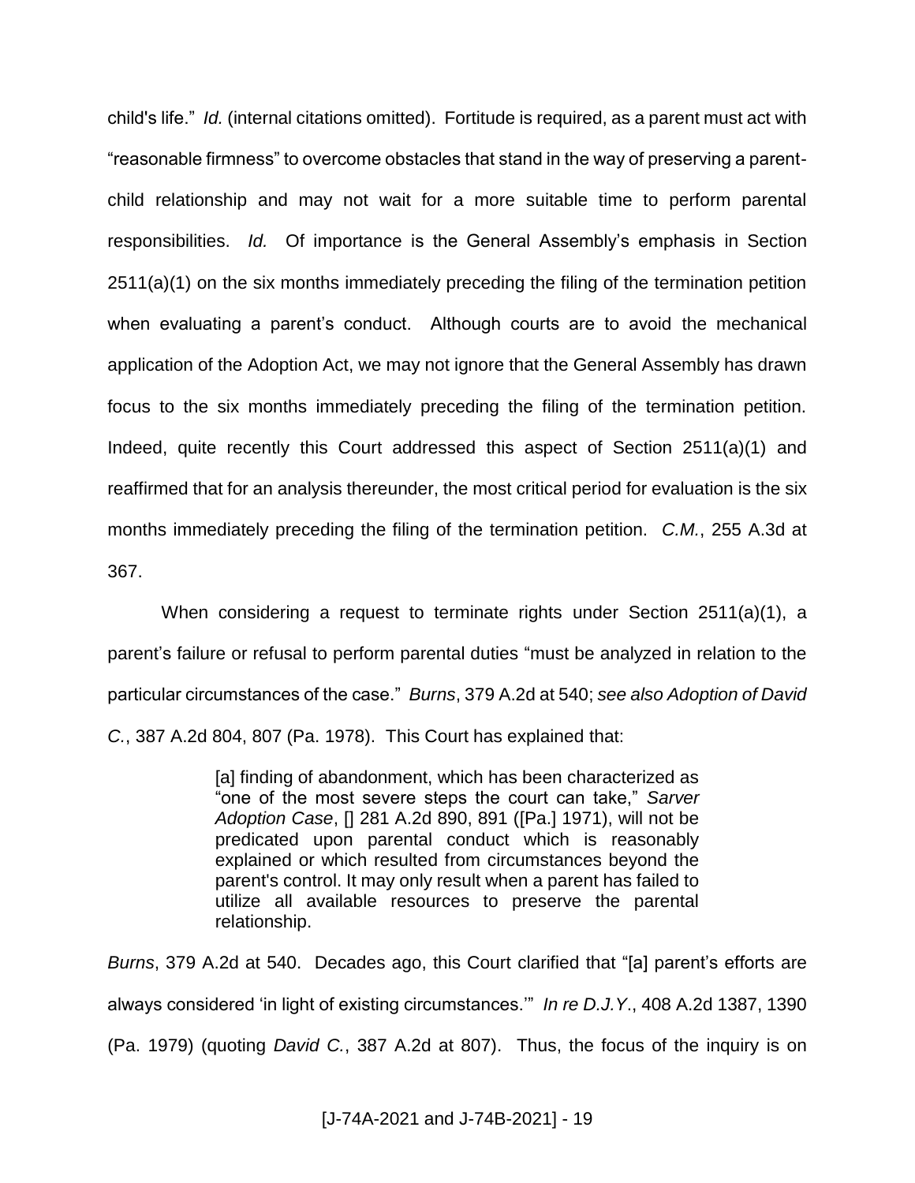child's life." *Id.* (internal citations omitted). Fortitude is required, as a parent must act with "reasonable firmness" to overcome obstacles that stand in the way of preserving a parent-child relationship and may not wait for a more suitable time to perform parental responsibilities. *Id.* Of importance is the General Assembly's emphasis in Section 2511(a)(1) on the six months immediately preceding the filing of the termination petition when evaluating a parent's conduct. Although courts are to avoid the mechanical application of the Adoption Act, we may not ignore that the General Assembly has drawn focus to the six months immediately preceding the filing of the termination petition. Indeed, quite recently this Court addressed this aspect of Section 2511(a)(1) and reaffirmed that for an analysis thereunder, the most critical period for evaluation is the six months immediately preceding the filing of the termination petition. *C.M.*, 255 A.3d at 367.

When considering a request to terminate rights under Section 2511(a)(1), a parent's failure or refusal to perform parental duties "must be analyzed in relation to the particular circumstances of the case." *Burns*, 379 A.2d at 540; *see also Adoption of David C.*, 387 A.2d 804, 807 (Pa. 1978). This Court has explained that:

> [a] finding of abandonment, which has been characterized as "one of the most severe steps the court can take," *Sarver Adoption Case*, [] 281 A.2d 890, 891 ([Pa.] 1971), will not be predicated upon parental conduct which is reasonably explained or which resulted from circumstances beyond the parent's control. It may only result when a parent has failed to utilize all available resources to preserve the parental relationship.

*Burns*, 379 A.2d at 540. Decades ago, this Court clarified that "[a] parent's efforts are always considered 'in light of existing circumstances.'" *In re D.J.Y.*, 408 A.2d 1387, 1390 (Pa. 1979) (quoting *David C.*, 387 A.2d at 807). Thus, the focus of the inquiry is on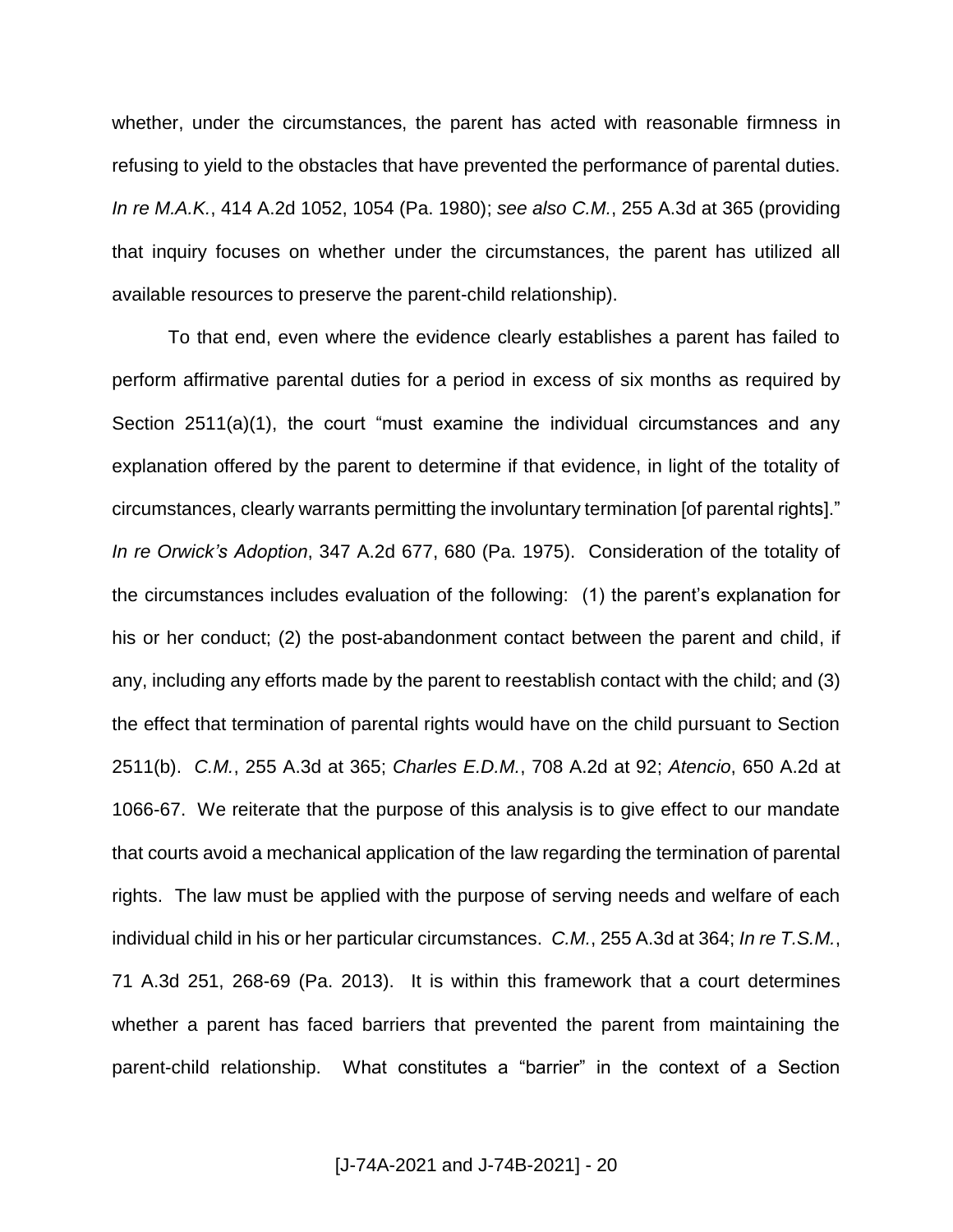whether, under the circumstances, the parent has acted with reasonable firmness in refusing to yield to the obstacles that have prevented the performance of parental duties. *In re M.A.K.*, 414 A.2d 1052, 1054 (Pa. 1980); *see also C.M.*, 255 A.3d at 365 (providing that inquiry focuses on whether under the circumstances, the parent has utilized all available resources to preserve the parent-child relationship).

To that end, even where the evidence clearly establishes a parent has failed to perform affirmative parental duties for a period in excess of six months as required by Section 2511(a)(1), the court "must examine the individual circumstances and any explanation offered by the parent to determine if that evidence, in light of the totality of circumstances, clearly warrants permitting the involuntary termination [of parental rights]." *In re Orwick's Adoption*, 347 A.2d 677, 680 (Pa. 1975). Consideration of the totality of the circumstances includes evaluation of the following: (1) the parent's explanation for his or her conduct; (2) the post-abandonment contact between the parent and child, if any, including any efforts made by the parent to reestablish contact with the child; and (3) the effect that termination of parental rights would have on the child pursuant to Section 2511(b). *C.M.*, 255 A.3d at 365; *Charles E.D.M.*, 708 A.2d at 92; *Atencio*, 650 A.2d at 1066-67. We reiterate that the purpose of this analysis is to give effect to our mandate that courts avoid a mechanical application of the law regarding the termination of parental rights. The law must be applied with the purpose of serving needs and welfare of each individual child in his or her particular circumstances. *C.M.*, 255 A.3d at 364; *In re T.S.M.*, 71 A.3d 251, 268-69 (Pa. 2013). It is within this framework that a court determines whether a parent has faced barriers that prevented the parent from maintaining the parent-child relationship. What constitutes a "barrier" in the context of a Section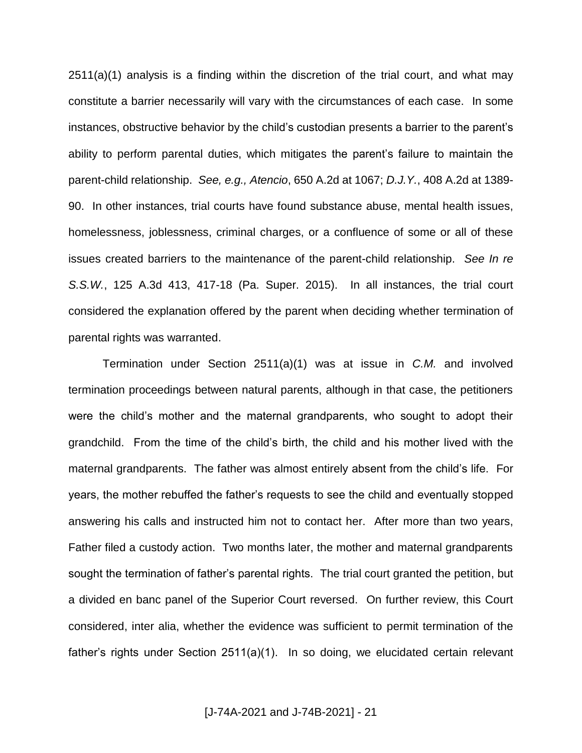2511(a)(1) analysis is a finding within the discretion of the trial court, and what may constitute a barrier necessarily will vary with the circumstances of each case. In some instances, obstructive behavior by the child's custodian presents a barrier to the parent's ability to perform parental duties, which mitigates the parent's failure to maintain the parent-child relationship. *See, e.g., Atencio*, 650 A.2d at 1067; *D.J.Y.*, 408 A.2d at 1389-90. In other instances, trial courts have found substance abuse, mental health issues, homelessness, joblessness, criminal charges, or a confluence of some or all of these issues created barriers to the maintenance of the parent-child relationship. *See In re S.S.W.*, 125 A.3d 413, 417-18 (Pa. Super. 2015). In all instances, the trial court considered the explanation offered by the parent when deciding whether termination of parental rights was warranted.

Termination under Section 2511(a)(1) was at issue in *C.M.* and involved termination proceedings between natural parents, although in that case, the petitioners were the child's mother and the maternal grandparents, who sought to adopt their grandchild. From the time of the child's birth, the child and his mother lived with the maternal grandparents. The father was almost entirely absent from the child's life. For years, the mother rebuffed the father's requests to see the child and eventually stopped answering his calls and instructed him not to contact her. After more than two years, Father filed a custody action. Two months later, the mother and maternal grandparents sought the termination of father's parental rights. The trial court granted the petition, but a divided en banc panel of the Superior Court reversed. On further review, this Court considered, inter alia, whether the evidence was sufficient to permit termination of the father's rights under Section 2511(a)(1). In so doing, we elucidated certain relevant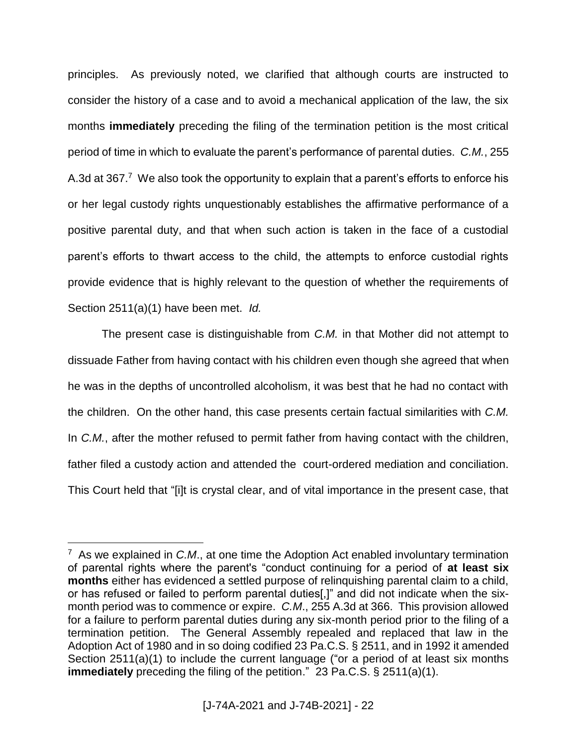principles. As previously noted, we clarified that although courts are instructed to consider the history of a case and to avoid a mechanical application of the law, the six months **immediately** preceding the filing of the termination petition is the most critical period of time in which to evaluate the parent's performance of parental duties. *C.M.*, 255 A.3d at 367.[7] We also took the opportunity to explain that a parent's efforts to enforce his or her legal custody rights unquestionably establishes the affirmative performance of a positive parental duty, and that when such action is taken in the face of a custodial parent's efforts to thwart access to the child, the attempts to enforce custodial rights provide evidence that is highly relevant to the question of whether the requirements of Section 2511(a)(1) have been met. *Id.*

The present case is distinguishable from *C.M.* in that Mother did not attempt to dissuade Father from having contact with his children even though she agreed that when he was in the depths of uncontrolled alcoholism, it was best that he had no contact with the children. On the other hand, this case presents certain factual similarities with *C.M.* In *C.M.*, after the mother refused to permit father from having contact with the children, father filed a custody action and attended the court-ordered mediation and conciliation. This Court held that "[i]t is crystal clear, and of vital importance in the present case, that

---

[7] As we explained in *C.M*., at one time the Adoption Act enabled involuntary termination of parental rights where the parent's "conduct continuing for a period of **at least six months** either has evidenced a settled purpose of relinquishing parental claim to a child, or has refused or failed to perform parental duties[,]" and did not indicate when the six-month period was to commence or expire. *C.M*., 255 A.3d at 366. This provision allowed for a failure to perform parental duties during any six-month period prior to the filing of a termination petition. The General Assembly repealed and replaced that law in the Adoption Act of 1980 and in so doing codified 23 Pa.C.S. § 2511, and in 1992 it amended Section 2511(a)(1) to include the current language ("or a period of at least six months **immediately** preceding the filing of the petition." 23 Pa.C.S. § 2511(a)(1).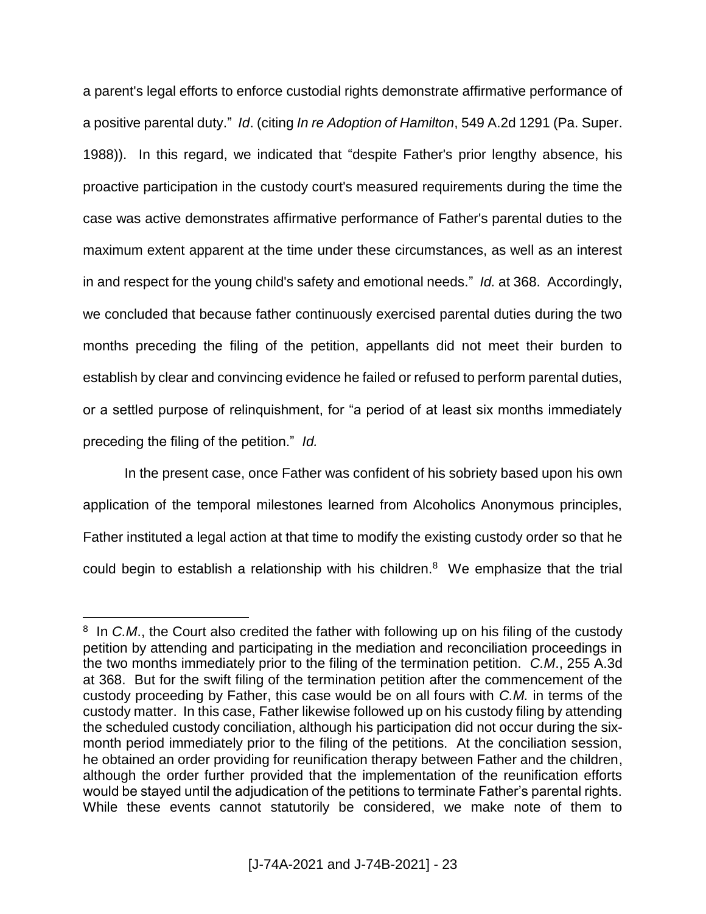a parent's legal efforts to enforce custodial rights demonstrate affirmative performance of a positive parental duty." *Id*. (citing *In re Adoption of Hamilton*, 549 A.2d 1291 (Pa. Super. 1988)). In this regard, we indicated that "despite Father's prior lengthy absence, his proactive participation in the custody court's measured requirements during the time the case was active demonstrates affirmative performance of Father's parental duties to the maximum extent apparent at the time under these circumstances, as well as an interest in and respect for the young child's safety and emotional needs." *Id.* at 368. Accordingly, we concluded that because father continuously exercised parental duties during the two months preceding the filing of the petition, appellants did not meet their burden to establish by clear and convincing evidence he failed or refused to perform parental duties, or a settled purpose of relinquishment, for "a period of at least six months immediately preceding the filing of the petition." *Id.*

In the present case, once Father was confident of his sobriety based upon his own application of the temporal milestones learned from Alcoholics Anonymous principles, Father instituted a legal action at that time to modify the existing custody order so that he could begin to establish a relationship with his children.[8] We emphasize that the trial

---

[8] In *C.M.*, the Court also credited the father with following up on his filing of the custody petition by attending and participating in the mediation and reconciliation proceedings in the two months immediately prior to the filing of the termination petition. *C.M.*, 255 A.3d at 368. But for the swift filing of the termination petition after the commencement of the custody proceeding by Father, this case would be on all fours with *C.M.* in terms of the custody matter. In this case, Father likewise followed up on his custody filing by attending the scheduled custody conciliation, although his participation did not occur during the six-month period immediately prior to the filing of the petitions. At the conciliation session, he obtained an order providing for reunification therapy between Father and the children, although the order further provided that the implementation of the reunification efforts would be stayed until the adjudication of the petitions to terminate Father's parental rights. While these events cannot statutorily be considered, we make note of them to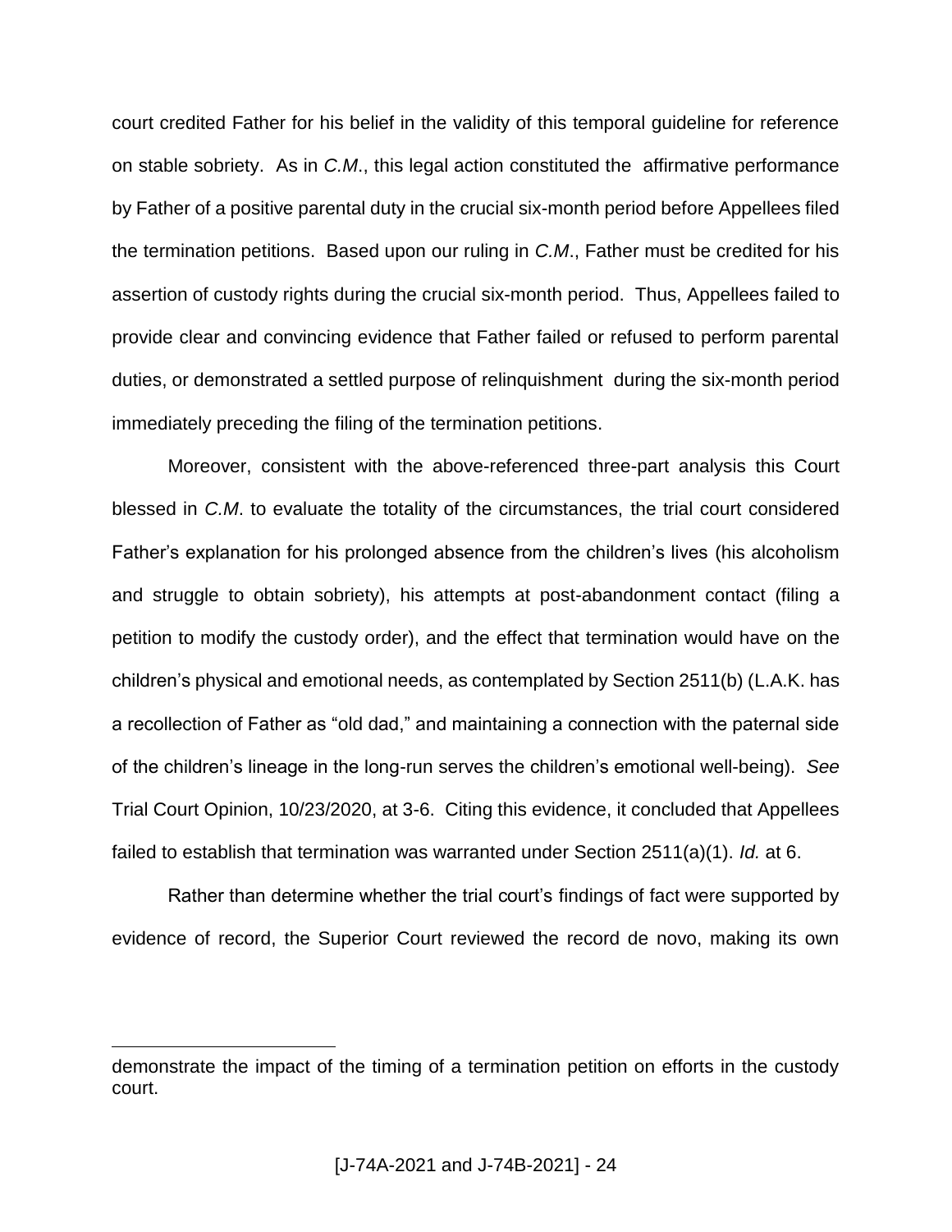court credited Father for his belief in the validity of this temporal guideline for reference on stable sobriety. As in *C.M.*, this legal action constituted the affirmative performance by Father of a positive parental duty in the crucial six-month period before Appellees filed the termination petitions. Based upon our ruling in *C.M.*, Father must be credited for his assertion of custody rights during the crucial six-month period. Thus, Appellees failed to provide clear and convincing evidence that Father failed or refused to perform parental duties, or demonstrated a settled purpose of relinquishment during the six-month period immediately preceding the filing of the termination petitions.

Moreover, consistent with the above-referenced three-part analysis this Court blessed in *C.M.* to evaluate the totality of the circumstances, the trial court considered Father's explanation for his prolonged absence from the children's lives (his alcoholism and struggle to obtain sobriety), his attempts at post-abandonment contact (filing a petition to modify the custody order), and the effect that termination would have on the children's physical and emotional needs, as contemplated by Section 2511(b) (L.A.K. has a recollection of Father as "old dad," and maintaining a connection with the paternal side of the children's lineage in the long-run serves the children's emotional well-being). *See* Trial Court Opinion, 10/23/2020, at 3-6. Citing this evidence, it concluded that Appellees failed to establish that termination was warranted under Section 2511(a)(1). *Id.* at 6.

Rather than determine whether the trial court's findings of fact were supported by evidence of record, the Superior Court reviewed the record de novo, making its own

---

demonstrate the impact of the timing of a termination petition on efforts in the custody court.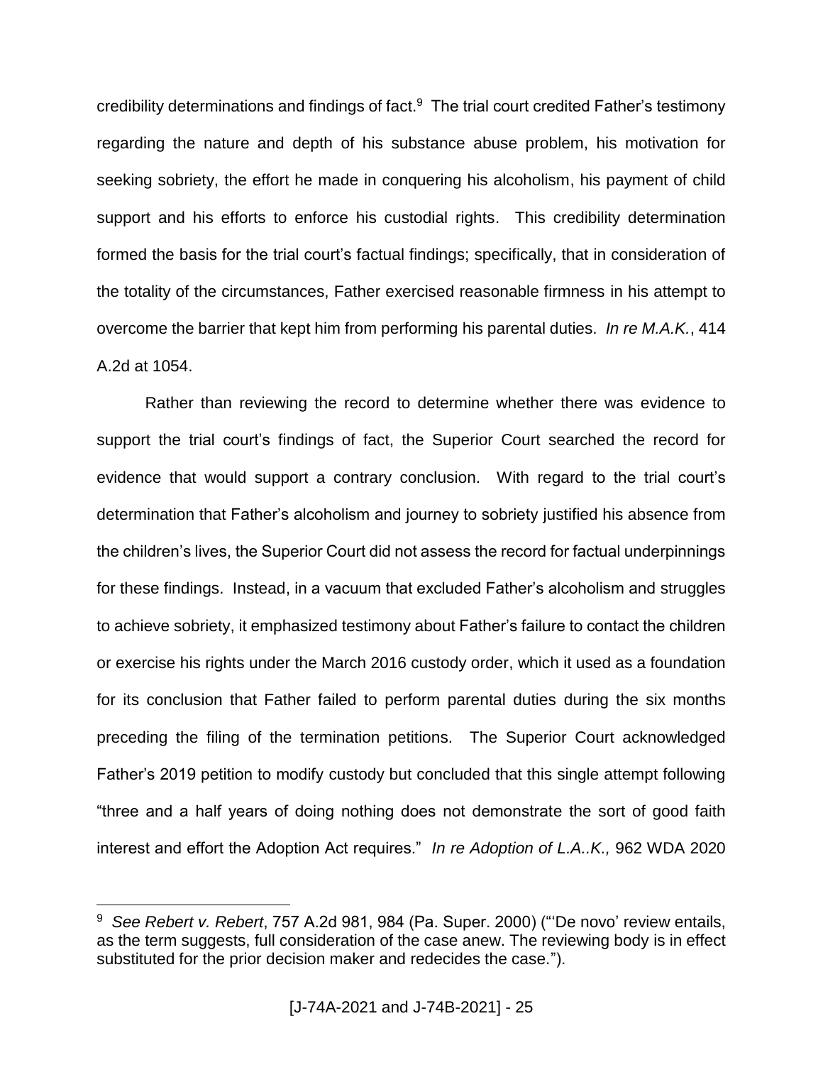credibility determinations and findings of fact.[9] The trial court credited Father's testimony regarding the nature and depth of his substance abuse problem, his motivation for seeking sobriety, the effort he made in conquering his alcoholism, his payment of child support and his efforts to enforce his custodial rights. This credibility determination formed the basis for the trial court's factual findings; specifically, that in consideration of the totality of the circumstances, Father exercised reasonable firmness in his attempt to overcome the barrier that kept him from performing his parental duties. *In re M.A.K.*, 414 A.2d at 1054.

Rather than reviewing the record to determine whether there was evidence to support the trial court's findings of fact, the Superior Court searched the record for evidence that would support a contrary conclusion. With regard to the trial court's determination that Father's alcoholism and journey to sobriety justified his absence from the children's lives, the Superior Court did not assess the record for factual underpinnings for these findings. Instead, in a vacuum that excluded Father's alcoholism and struggles to achieve sobriety, it emphasized testimony about Father's failure to contact the children or exercise his rights under the March 2016 custody order, which it used as a foundation for its conclusion that Father failed to perform parental duties during the six months preceding the filing of the termination petitions. The Superior Court acknowledged Father's 2019 petition to modify custody but concluded that this single attempt following "three and a half years of doing nothing does not demonstrate the sort of good faith interest and effort the Adoption Act requires." *In re Adoption of L.A..K.,* 962 WDA 2020

---

[9] *See Robert v. Robert*, 757 A.2d 981, 984 (Pa. Super. 2000) ("'De novo' review entails, as the term suggests, full consideration of the case anew. The reviewing body is in effect substituted for the prior decision maker and redecides the case.").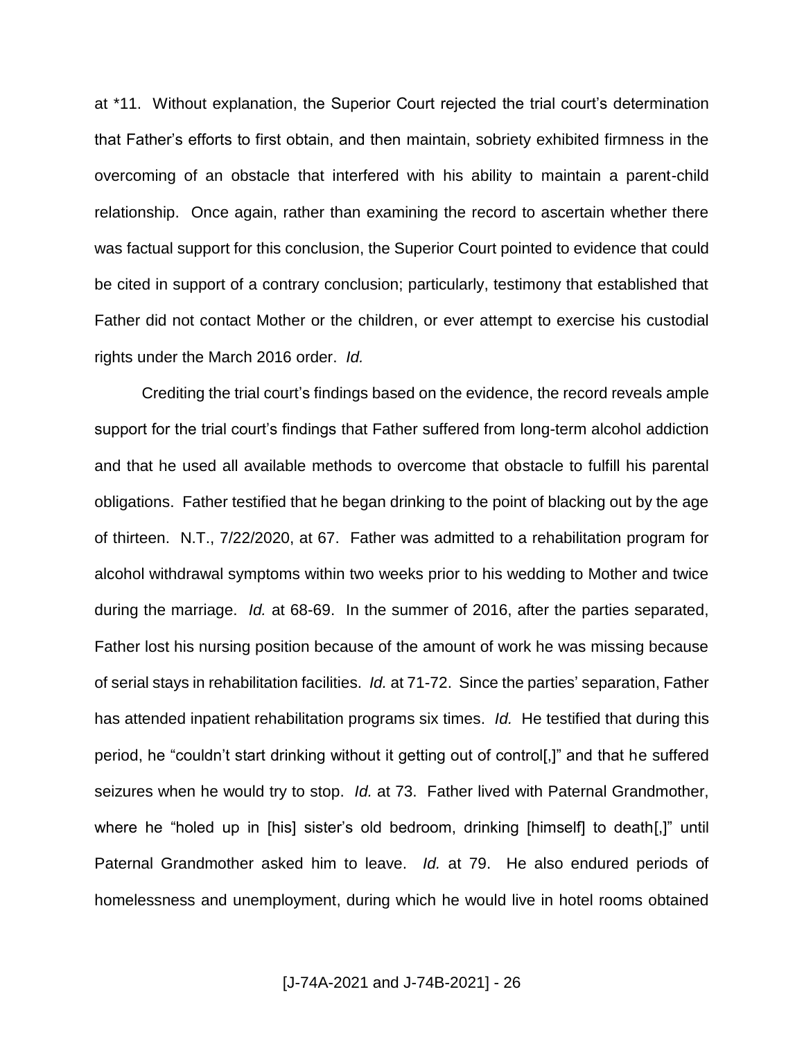at *11. Without explanation, the Superior Court rejected the trial court's determination that Father's efforts to first obtain, and then maintain, sobriety exhibited firmness in the overcoming of an obstacle that interfered with his ability to maintain a parent-child relationship. Once again, rather than examining the record to ascertain whether there was factual support for this conclusion, the Superior Court pointed to evidence that could be cited in support of a contrary conclusion; particularly, testimony that established that Father did not contact Mother or the children, or ever attempt to exercise his custodial rights under the March 2016 order. *Id.*

Crediting the trial court's findings based on the evidence, the record reveals ample support for the trial court's findings that Father suffered from long-term alcohol addiction and that he used all available methods to overcome that obstacle to fulfill his parental obligations. Father testified that he began drinking to the point of blacking out by the age of thirteen. N.T., 7/22/2020, at 67. Father was admitted to a rehabilitation program for alcohol withdrawal symptoms within two weeks prior to his wedding to Mother and twice during the marriage. *Id.* at 68-69. In the summer of 2016, after the parties separated, Father lost his nursing position because of the amount of work he was missing because of serial stays in rehabilitation facilities. *Id.* at 71-72. Since the parties' separation, Father has attended inpatient rehabilitation programs six times. *Id.* He testified that during this period, he "couldn't start drinking without it getting out of control[,]" and that he suffered seizures when he would try to stop. *Id.* at 73. Father lived with Paternal Grandmother, where he "holed up in [his] sister's old bedroom, drinking [himself] to death[,]" until Paternal Grandmother asked him to leave. *Id.* at 79. He also endured periods of homelessness and unemployment, during which he would live in hotel rooms obtained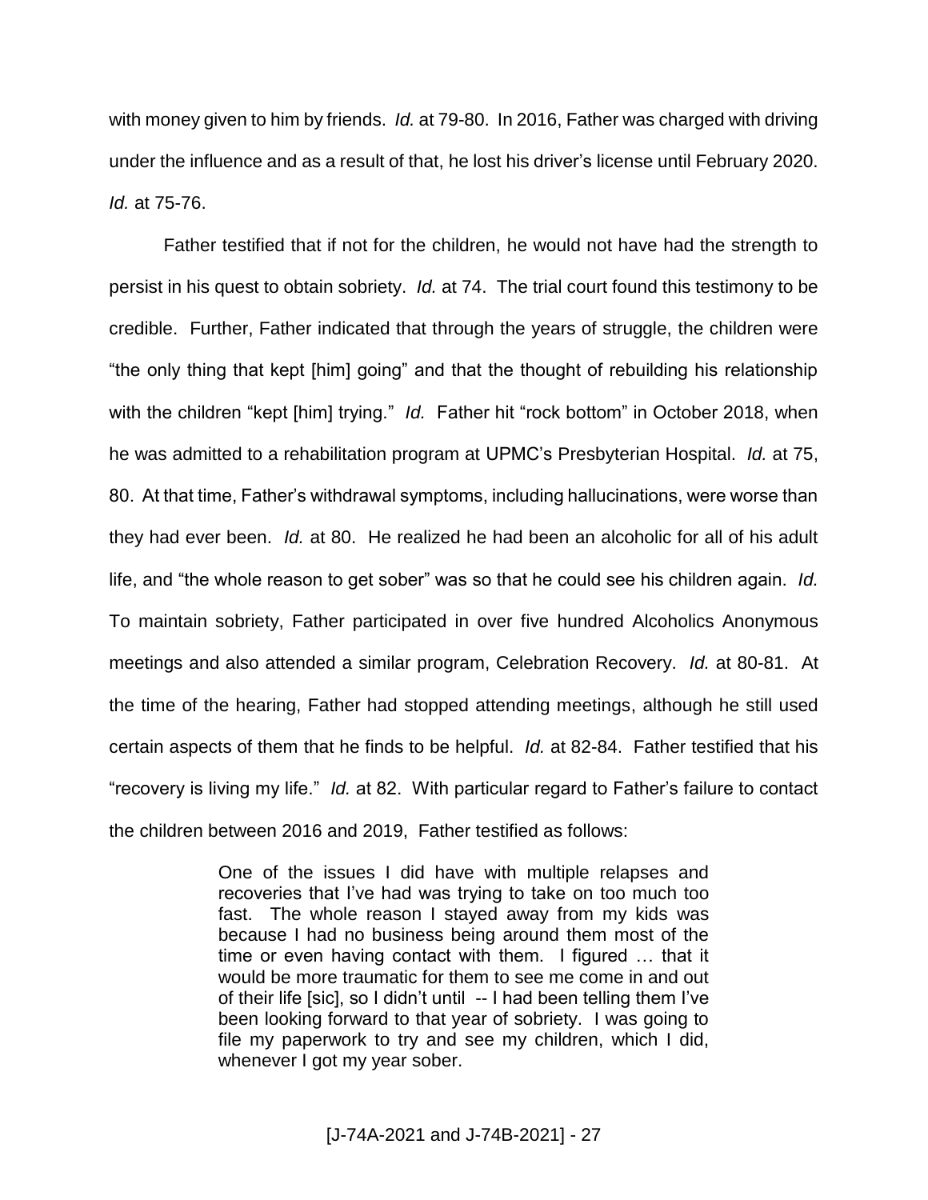with money given to him by friends. *Id.* at 79-80. In 2016, Father was charged with driving under the influence and as a result of that, he lost his driver's license until February 2020. *Id.* at 75-76.

Father testified that if not for the children, he would not have had the strength to persist in his quest to obtain sobriety. *Id.* at 74. The trial court found this testimony to be credible. Further, Father indicated that through the years of struggle, the children were "the only thing that kept [him] going" and that the thought of rebuilding his relationship with the children "kept [him] trying." *Id.* Father hit "rock bottom" in October 2018, when he was admitted to a rehabilitation program at UPMC's Presbyterian Hospital. *Id.* at 75, 80. At that time, Father's withdrawal symptoms, including hallucinations, were worse than they had ever been. *Id.* at 80. He realized he had been an alcoholic for all of his adult life, and "the whole reason to get sober" was so that he could see his children again. *Id.* To maintain sobriety, Father participated in over five hundred Alcoholics Anonymous meetings and also attended a similar program, Celebration Recovery. *Id.* at 80-81. At the time of the hearing, Father had stopped attending meetings, although he still used certain aspects of them that he finds to be helpful. *Id.* at 82-84. Father testified that his "recovery is living my life." *Id.* at 82. With particular regard to Father's failure to contact the children between 2016 and 2019, Father testified as follows:

> One of the issues I did have with multiple relapses and recoveries that I've had was trying to take on too much too fast. The whole reason I stayed away from my kids was because I had no business being around them most of the time or even having contact with them. I figured … that it would be more traumatic for them to see me come in and out of their life [sic], so I didn't until -- I had been telling them I've been looking forward to that year of sobriety. I was going to file my paperwork to try and see my children, which I did, whenever I got my year sober.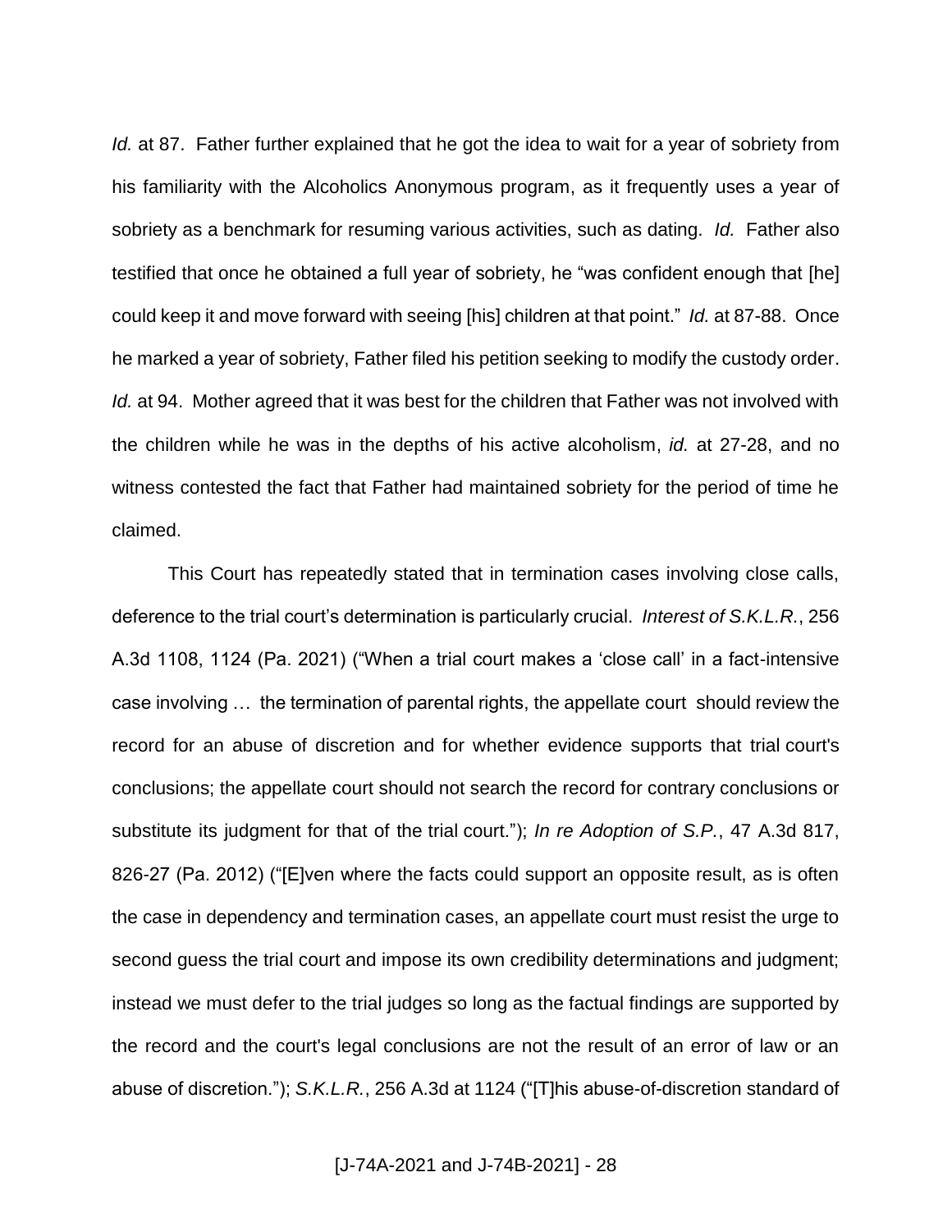*Id.* at 87. Father further explained that he got the idea to wait for a year of sobriety from his familiarity with the Alcoholics Anonymous program, as it frequently uses a year of sobriety as a benchmark for resuming various activities, such as dating. *Id.* Father also testified that once he obtained a full year of sobriety, he "was confident enough that [he] could keep it and move forward with seeing [his] children at that point." *Id.* at 87-88. Once he marked a year of sobriety, Father filed his petition seeking to modify the custody order. *Id.* at 94. Mother agreed that it was best for the children that Father was not involved with the children while he was in the depths of his active alcoholism, *id.* at 27-28, and no witness contested the fact that Father had maintained sobriety for the period of time he claimed.

This Court has repeatedly stated that in termination cases involving close calls, deference to the trial court's determination is particularly crucial. *Interest of S.K.L.R.*, 256 A.3d 1108, 1124 (Pa. 2021) ("When a trial court makes a 'close call' in a fact-intensive case involving … the termination of parental rights, the appellate court should review the record for an abuse of discretion and for whether evidence supports that trial court's conclusions; the appellate court should not search the record for contrary conclusions or substitute its judgment for that of the trial court."); *In re Adoption of S.P.*, 47 A.3d 817, 826-27 (Pa. 2012) ("[E]ven where the facts could support an opposite result, as is often the case in dependency and termination cases, an appellate court must resist the urge to second guess the trial court and impose its own credibility determinations and judgment; instead we must defer to the trial judges so long as the factual findings are supported by the record and the court's legal conclusions are not the result of an error of law or an abuse of discretion."); *S.K.L.R.*, 256 A.3d at 1124 ("[T]his abuse-of-discretion standard of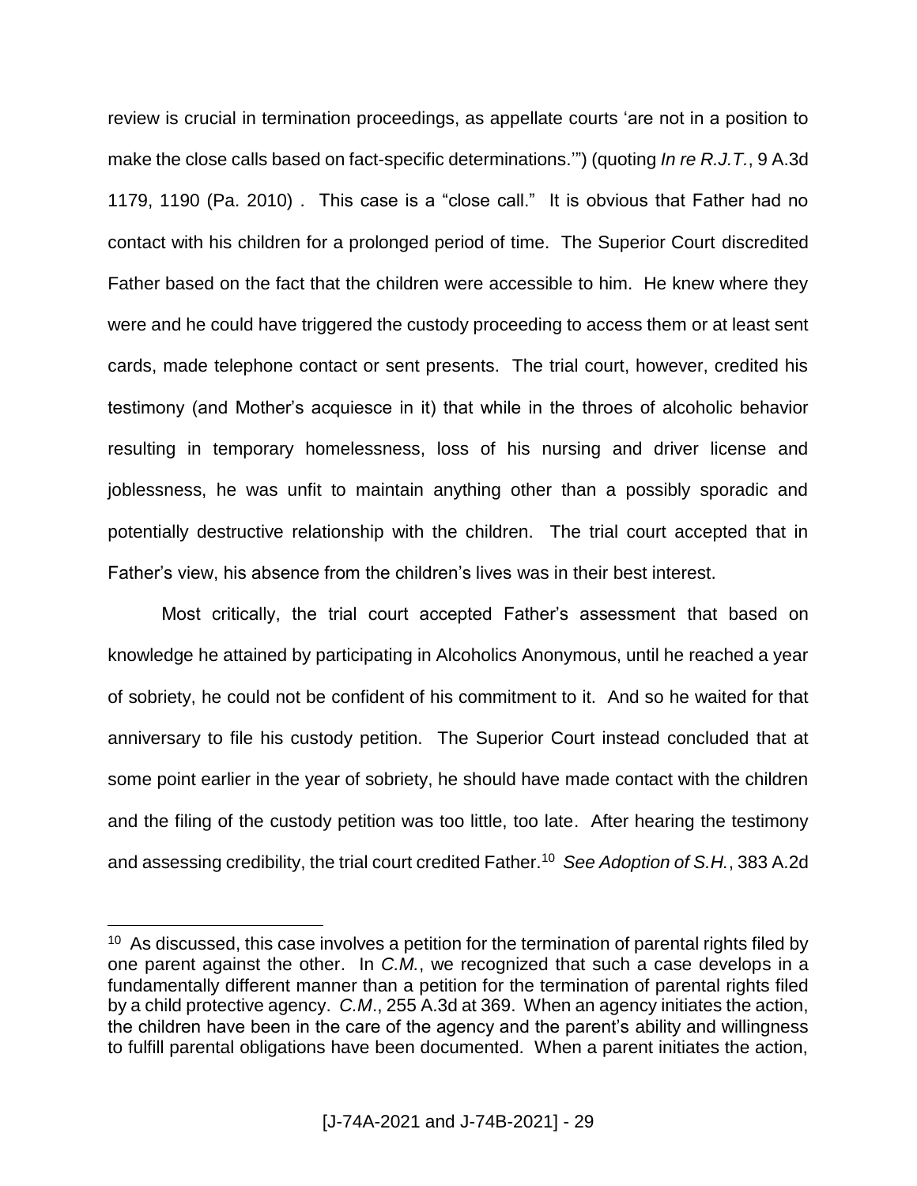review is crucial in termination proceedings, as appellate courts 'are not in a position to make the close calls based on fact-specific determinations.'") (quoting *In re R.J.T.*, 9 A.3d 1179, 1190 (Pa. 2010) . This case is a "close call." It is obvious that Father had no contact with his children for a prolonged period of time. The Superior Court discredited Father based on the fact that the children were accessible to him. He knew where they were and he could have triggered the custody proceeding to access them or at least sent cards, made telephone contact or sent presents. The trial court, however, credited his testimony (and Mother's acquiesce in it) that while in the throes of alcoholic behavior resulting in temporary homelessness, loss of his nursing and driver license and joblessness, he was unfit to maintain anything other than a possibly sporadic and potentially destructive relationship with the children. The trial court accepted that in Father's view, his absence from the children's lives was in their best interest.

Most critically, the trial court accepted Father's assessment that based on knowledge he attained by participating in Alcoholics Anonymous, until he reached a year of sobriety, he could not be confident of his commitment to it. And so he waited for that anniversary to file his custody petition. The Superior Court instead concluded that at some point earlier in the year of sobriety, he should have made contact with the children and the filing of the custody petition was too little, too late. After hearing the testimony and assessing credibility, the trial court credited Father.[10] *See Adoption of S.H.*, 383 A.2d

---

[10] As discussed, this case involves a petition for the termination of parental rights filed by one parent against the other. In *C.M.*, we recognized that such a case develops in a fundamentally different manner than a petition for the termination of parental rights filed by a child protective agency. *C.M*., 255 A.3d at 369. When an agency initiates the action, the children have been in the care of the agency and the parent's ability and willingness to fulfill parental obligations have been documented. When a parent initiates the action,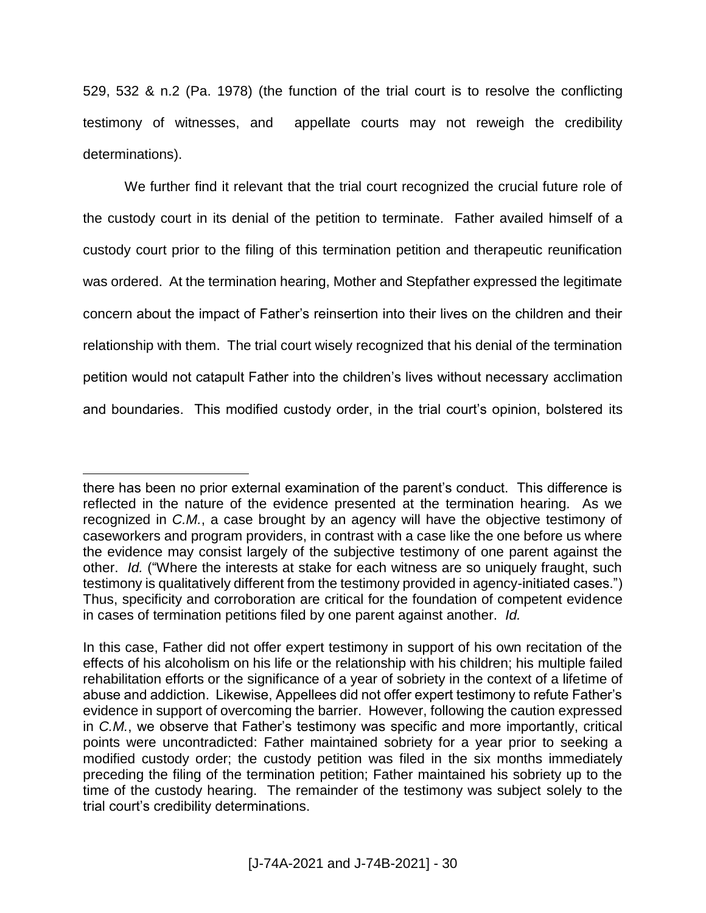529, 532 & n.2 (Pa. 1978) (the function of the trial court is to resolve the conflicting testimony of witnesses, and appellate courts may not reweigh the credibility determinations).

We further find it relevant that the trial court recognized the crucial future role of the custody court in its denial of the petition to terminate. Father availed himself of a custody court prior to the filing of this termination petition and therapeutic reunification was ordered. At the termination hearing, Mother and Stepfather expressed the legitimate concern about the impact of Father's reinsertion into their lives on the children and their relationship with them. The trial court wisely recognized that his denial of the termination petition would not catapult Father into the children's lives without necessary acclimation and boundaries. This modified custody order, in the trial court's opinion, bolstered its

---

there has been no prior external examination of the parent's conduct. This difference is reflected in the nature of the evidence presented at the termination hearing. As we recognized in *C.M.*, a case brought by an agency will have the objective testimony of caseworkers and program providers, in contrast with a case like the one before us where the evidence may consist largely of the subjective testimony of one parent against the other. *Id.* ("Where the interests at stake for each witness are so uniquely fraught, such testimony is qualitatively different from the testimony provided in agency-initiated cases.") Thus, specificity and corroboration are critical for the foundation of competent evidence in cases of termination petitions filed by one parent against another. *Id.*

In this case, Father did not offer expert testimony in support of his own recitation of the effects of his alcoholism on his life or the relationship with his children; his multiple failed rehabilitation efforts or the significance of a year of sobriety in the context of a lifetime of abuse and addiction. Likewise, Appellees did not offer expert testimony to refute Father's evidence in support of overcoming the barrier. However, following the caution expressed in *C.M.*, we observe that Father's testimony was specific and more importantly, critical points were uncontradicted: Father maintained sobriety for a year prior to seeking a modified custody order; the custody petition was filed in the six months immediately preceding the filing of the termination petition; Father maintained his sobriety up to the time of the custody hearing. The remainder of the testimony was subject solely to the trial court's credibility determinations.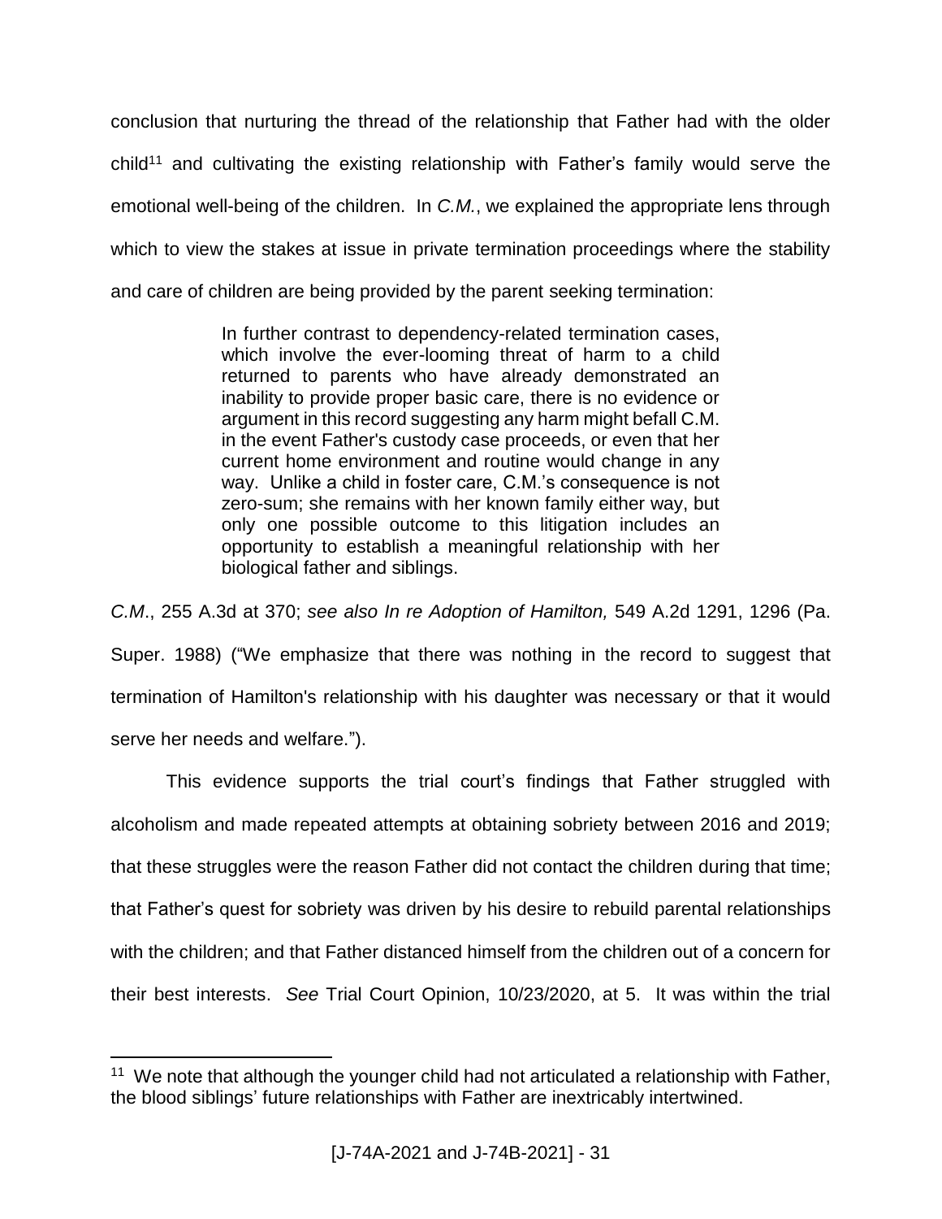conclusion that nurturing the thread of the relationship that Father had with the older child[11] and cultivating the existing relationship with Father's family would serve the emotional well-being of the children. In *C.M.*, we explained the appropriate lens through which to view the stakes at issue in private termination proceedings where the stability and care of children are being provided by the parent seeking termination:

> In further contrast to dependency-related termination cases, which involve the ever-looming threat of harm to a child returned to parents who have already demonstrated an inability to provide proper basic care, there is no evidence or argument in this record suggesting any harm might befall C.M. in the event Father's custody case proceeds, or even that her current home environment and routine would change in any way. Unlike a child in foster care, C.M.'s consequence is not zero-sum; she remains with her known family either way, but only one possible outcome to this litigation includes an opportunity to establish a meaningful relationship with her biological father and siblings.

*C.M*., 255 A.3d at 370; *see also In re Adoption of Hamilton,* 549 A.2d 1291, 1296 (Pa. Super. 1988) ("We emphasize that there was nothing in the record to suggest that termination of Hamilton's relationship with his daughter was necessary or that it would serve her needs and welfare.").

This evidence supports the trial court's findings that Father struggled with alcoholism and made repeated attempts at obtaining sobriety between 2016 and 2019; that these struggles were the reason Father did not contact the children during that time; that Father's quest for sobriety was driven by his desire to rebuild parental relationships with the children; and that Father distanced himself from the children out of a concern for their best interests. *See* Trial Court Opinion, 10/23/2020, at 5. It was within the trial

---

[11] We note that although the younger child had not articulated a relationship with Father, the blood siblings' future relationships with Father are inextricably intertwined.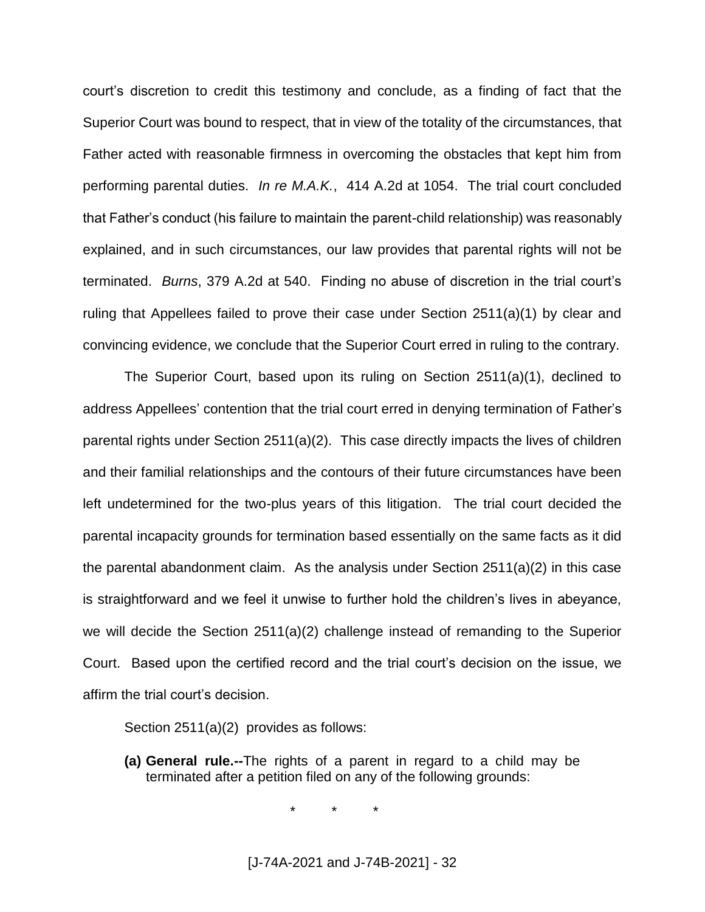court's discretion to credit this testimony and conclude, as a finding of fact that the Superior Court was bound to respect, that in view of the totality of the circumstances, that Father acted with reasonable firmness in overcoming the obstacles that kept him from performing parental duties. *In re M.A.K.*, 414 A.2d at 1054. The trial court concluded that Father's conduct (his failure to maintain the parent-child relationship) was reasonably explained, and in such circumstances, our law provides that parental rights will not be terminated. *Burns*, 379 A.2d at 540. Finding no abuse of discretion in the trial court's ruling that Appellees failed to prove their case under Section 2511(a)(1) by clear and convincing evidence, we conclude that the Superior Court erred in ruling to the contrary.

The Superior Court, based upon its ruling on Section 2511(a)(1), declined to address Appellees' contention that the trial court erred in denying termination of Father's parental rights under Section 2511(a)(2). This case directly impacts the lives of children and their familial relationships and the contours of their future circumstances have been left undetermined for the two-plus years of this litigation. The trial court decided the parental incapacity grounds for termination based essentially on the same facts as it did the parental abandonment claim. As the analysis under Section 2511(a)(2) in this case is straightforward and we feel it unwise to further hold the children's lives in abeyance, we will decide the Section 2511(a)(2) challenge instead of remanding to the Superior Court. Based upon the certified record and the trial court's decision on the issue, we affirm the trial court's decision.

Section 2511(a)(2) provides as follows:

> **(a) General rule.--**The rights of a parent in regard to a child may be terminated after a petition filed on any of the following grounds:
>
> \* \* \*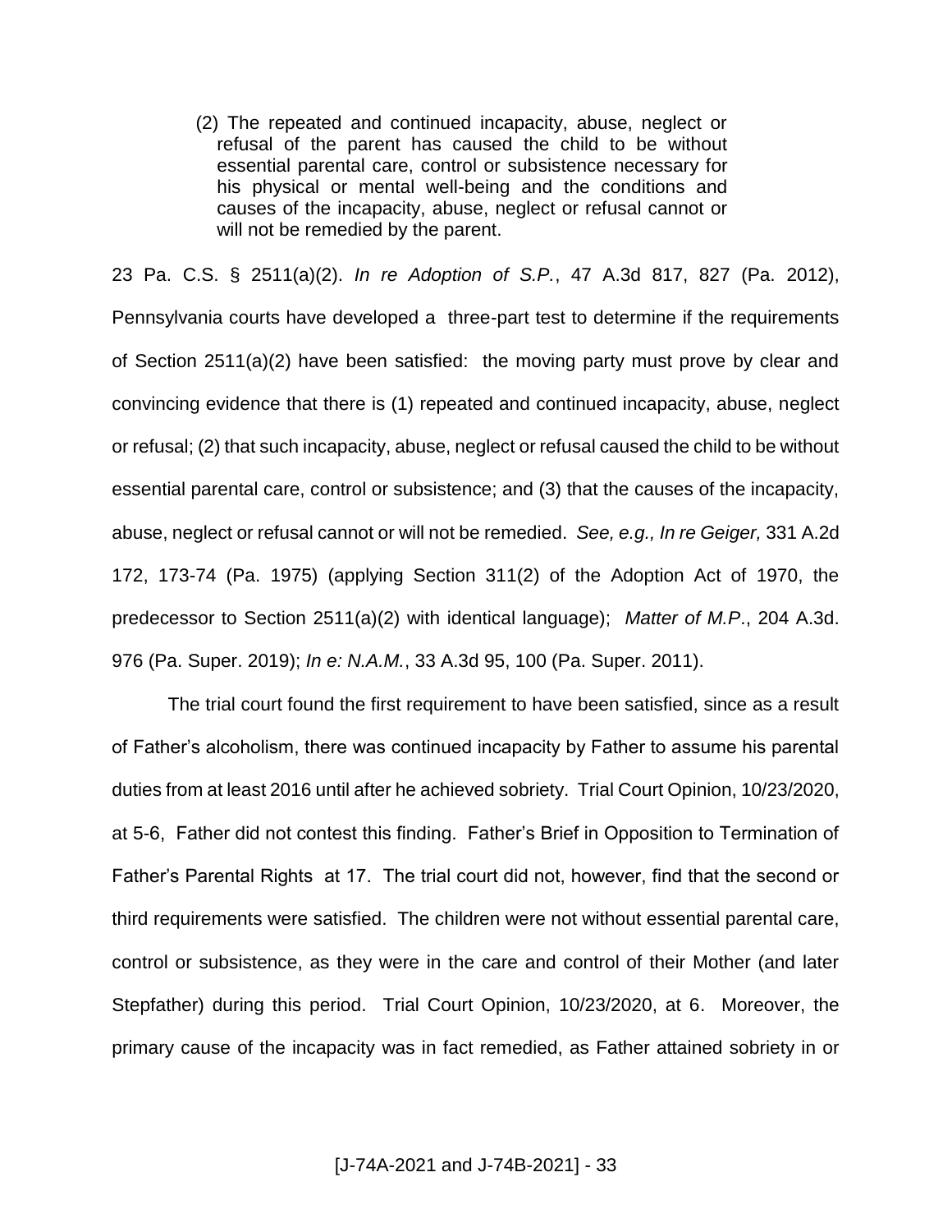> (2) The repeated and continued incapacity, abuse, neglect or refusal of the parent has caused the child to be without essential parental care, control or subsistence necessary for his physical or mental well-being and the conditions and causes of the incapacity, abuse, neglect or refusal cannot or will not be remedied by the parent.

23 Pa. C.S. § 2511(a)(2). *In re Adoption of S.P.*, 47 A.3d 817, 827 (Pa. 2012), Pennsylvania courts have developed a three-part test to determine if the requirements of Section 2511(a)(2) have been satisfied: the moving party must prove by clear and convincing evidence that there is (1) repeated and continued incapacity, abuse, neglect or refusal; (2) that such incapacity, abuse, neglect or refusal caused the child to be without essential parental care, control or subsistence; and (3) that the causes of the incapacity, abuse, neglect or refusal cannot or will not be remedied. *See, e.g., In re Geiger,* 331 A.2d 172, 173-74 (Pa. 1975) (applying Section 311(2) of the Adoption Act of 1970, the predecessor to Section 2511(a)(2) with identical language); *Matter of M.P*., 204 A.3d. 976 (Pa. Super. 2019); *In e: N.A.M.*, 33 A.3d 95, 100 (Pa. Super. 2011).

The trial court found the first requirement to have been satisfied, since as a result of Father's alcoholism, there was continued incapacity by Father to assume his parental duties from at least 2016 until after he achieved sobriety. Trial Court Opinion, 10/23/2020, at 5-6, Father did not contest this finding. Father's Brief in Opposition to Termination of Father's Parental Rights at 17. The trial court did not, however, find that the second or third requirements were satisfied. The children were not without essential parental care, control or subsistence, as they were in the care and control of their Mother (and later Stepfather) during this period. Trial Court Opinion, 10/23/2020, at 6. Moreover, the primary cause of the incapacity was in fact remedied, as Father attained sobriety in or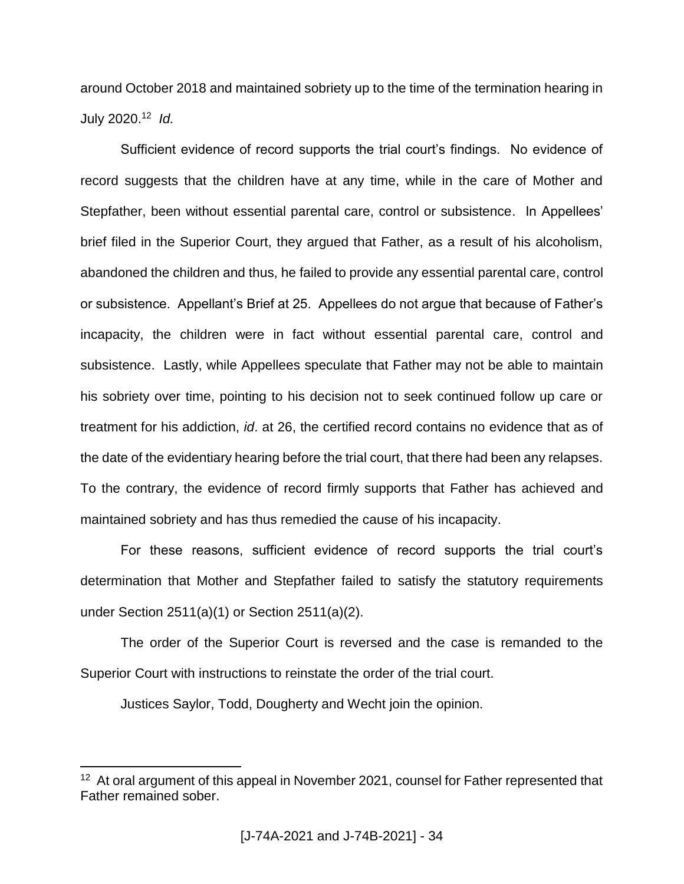around October 2018 and maintained sobriety up to the time of the termination hearing in July 2020.[12] *Id.*

Sufficient evidence of record supports the trial court's findings. No evidence of record suggests that the children have at any time, while in the care of Mother and Stepfather, been without essential parental care, control or subsistence. In Appellees' brief filed in the Superior Court, they argued that Father, as a result of his alcoholism, abandoned the children and thus, he failed to provide any essential parental care, control or subsistence. Appellant's Brief at 25. Appellees do not argue that because of Father's incapacity, the children were in fact without essential parental care, control and subsistence. Lastly, while Appellees speculate that Father may not be able to maintain his sobriety over time, pointing to his decision not to seek continued follow up care or treatment for his addiction, *id*. at 26, the certified record contains no evidence that as of the date of the evidentiary hearing before the trial court, that there had been any relapses. To the contrary, the evidence of record firmly supports that Father has achieved and maintained sobriety and has thus remedied the cause of his incapacity.

For these reasons, sufficient evidence of record supports the trial court's determination that Mother and Stepfather failed to satisfy the statutory requirements under Section 2511(a)(1) or Section 2511(a)(2).

The order of the Superior Court is reversed and the case is remanded to the Superior Court with instructions to reinstate the order of the trial court.

Justices Saylor, Todd, Dougherty and Wecht join the opinion.

---

[12] At oral argument of this appeal in November 2021, counsel for Father represented that Father remained sober.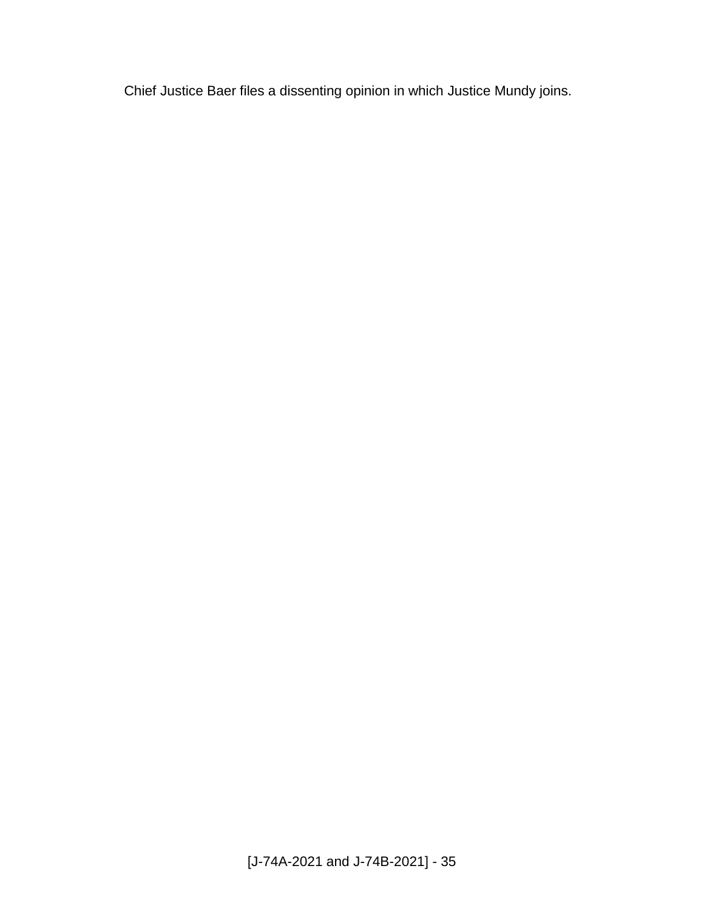Chief Justice Baer files a dissenting opinion in which Justice Mundy joins.